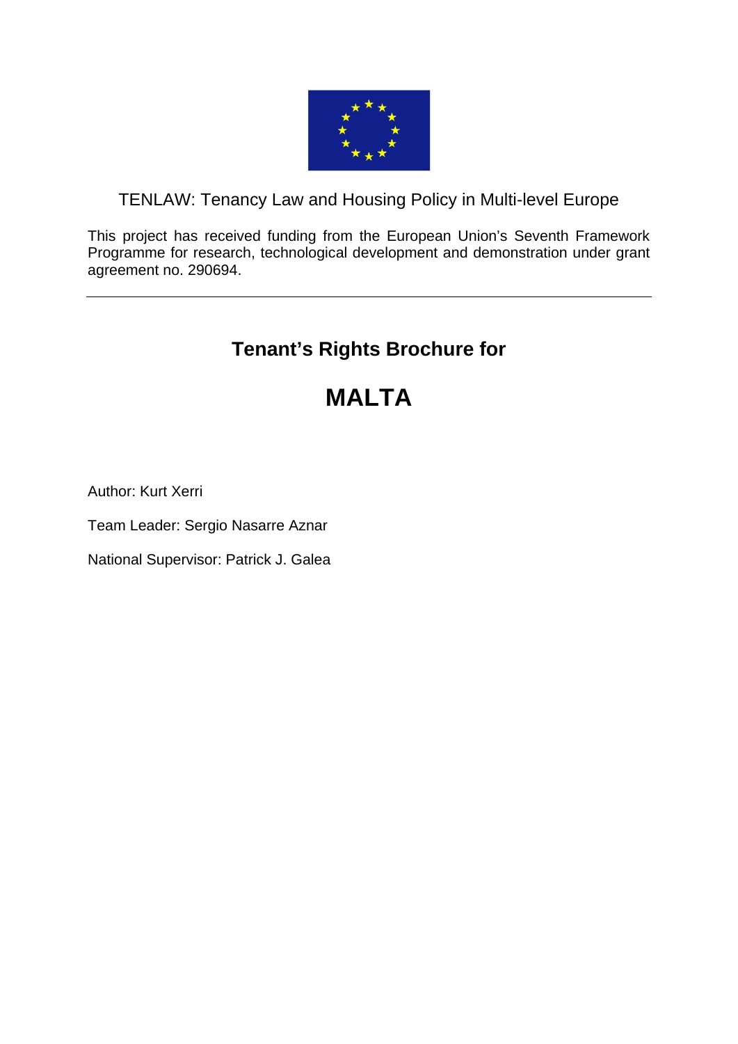TENLAW: Tenancy Law and Housing Policy in Multi-level Europe

This project has received funding from the European Union's Seventh Framework Programme for research, technological development and demonstration under grant agreement no. 290694.

---

## Tenant's Rights Brochure for

# MALTA

Author: Kurt Xerri

Team Leader: Sergio Nasarre Aznar

National Supervisor: Patrick J. Galea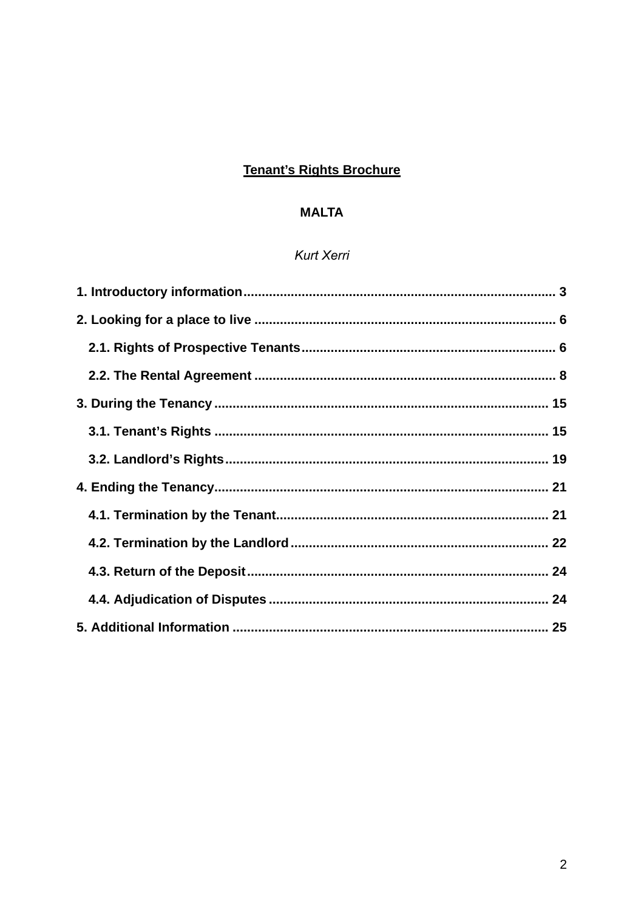**<u>Tenant's Rights Brochure</u>**

**MALTA**

*Kurt Xerri*

**1. Introductory information** ..................................................................................... 3

**2. Looking for a place to live** .................................................................................. 6

**2.1. Rights of Prospective Tenants** ..................................................................... 6

**2.2. The Rental Agreement** .................................................................................. 8

**3. During the Tenancy** ........................................................................................... 15

**3.1. Tenant's Rights** ........................................................................................... 15

**3.2. Landlord's Rights** ....................................................................................... 19

**4. Ending the Tenancy** ........................................................................................... 21

**4.1. Termination by the Tenant** .......................................................................... 21

**4.2. Termination by the Landlord** ...................................................................... 22

**4.3. Return of the Deposit** .................................................................................. 24

**4.4. Adjudication of Disputes** ............................................................................ 24

**5. Additional Information** ...................................................................................... 25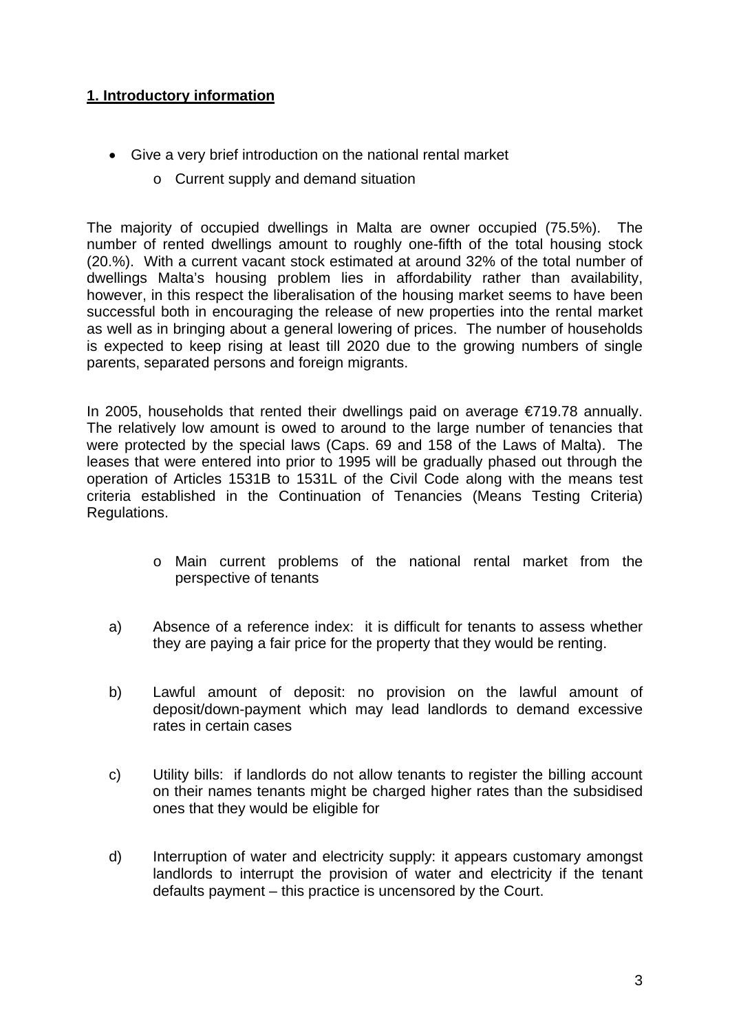## **1. Introductory information**

- Give a very brief introduction on the national rental market
  - Current supply and demand situation

The majority of occupied dwellings in Malta are owner occupied (75.5%). The number of rented dwellings amount to roughly one-fifth of the total housing stock (20.%). With a current vacant stock estimated at around 32% of the total number of dwellings Malta's housing problem lies in affordability rather than availability, however, in this respect the liberalisation of the housing market seems to have been successful both in encouraging the release of new properties into the rental market as well as in bringing about a general lowering of prices. The number of households is expected to keep rising at least till 2020 due to the growing numbers of single parents, separated persons and foreign migrants.

In 2005, households that rented their dwellings paid on average €719.78 annually. The relatively low amount is owed to around to the large number of tenancies that were protected by the special laws (Caps. 69 and 158 of the Laws of Malta). The leases that were entered into prior to 1995 will be gradually phased out through the operation of Articles 1531B to 1531L of the Civil Code along with the means test criteria established in the Continuation of Tenancies (Means Testing Criteria) Regulations.

  - Main current problems of the national rental market from the perspective of tenants

a) Absence of a reference index: it is difficult for tenants to assess whether they are paying a fair price for the property that they would be renting.

b) Lawful amount of deposit: no provision on the lawful amount of deposit/down-payment which may lead landlords to demand excessive rates in certain cases

c) Utility bills: if landlords do not allow tenants to register the billing account on their names tenants might be charged higher rates than the subsidised ones that they would be eligible for

d) Interruption of water and electricity supply: it appears customary amongst landlords to interrupt the provision of water and electricity if the tenant defaults payment – this practice is uncensored by the Court.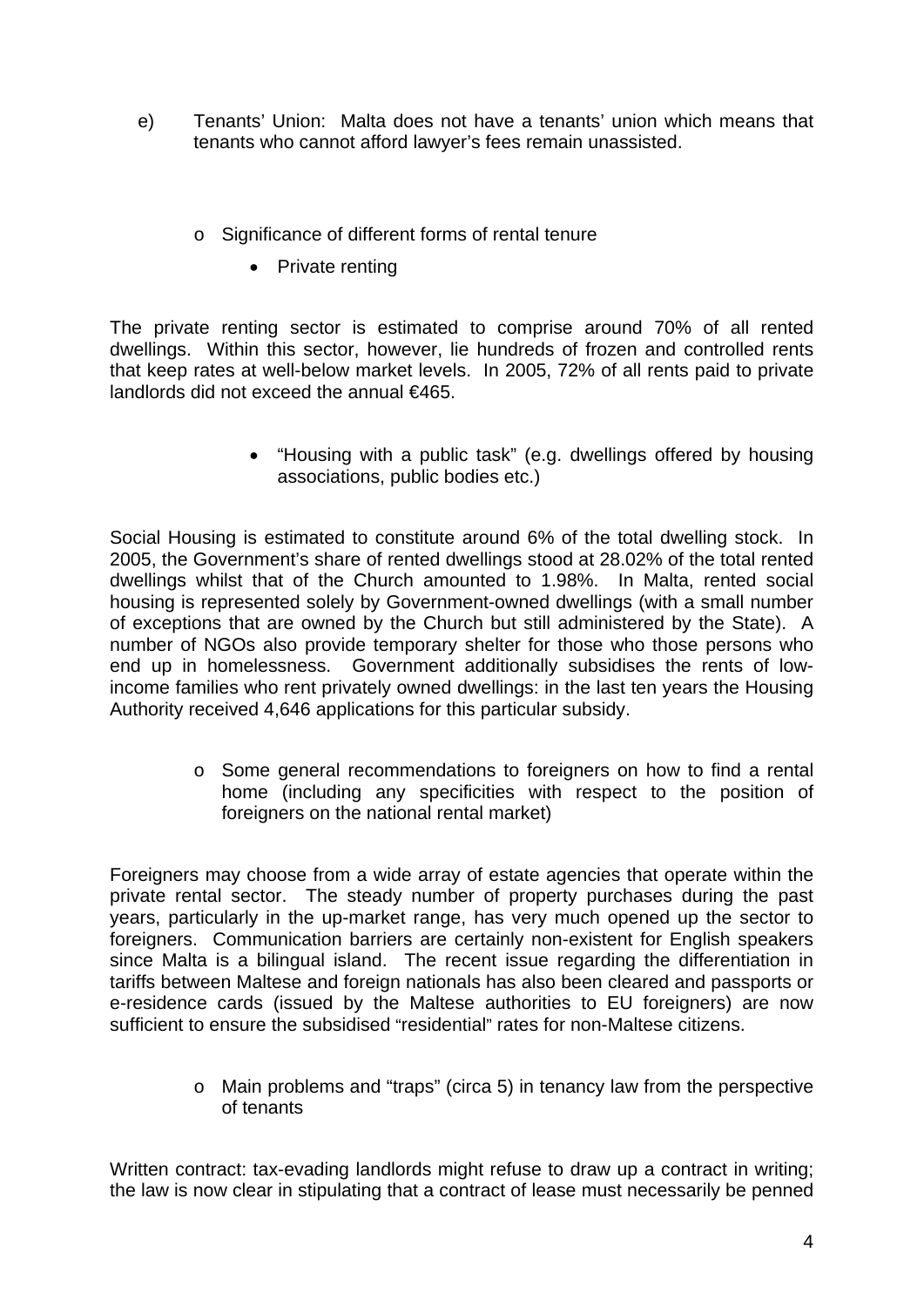e) Tenants' Union: Malta does not have a tenants' union which means that tenants who cannot afford lawyer's fees remain unassisted.

- Significance of different forms of rental tenure
  - Private renting

The private renting sector is estimated to comprise around 70% of all rented dwellings. Within this sector, however, lie hundreds of frozen and controlled rents that keep rates at well-below market levels. In 2005, 72% of all rents paid to private landlords did not exceed the annual €465.

  - "Housing with a public task" (e.g. dwellings offered by housing associations, public bodies etc.)

Social Housing is estimated to constitute around 6% of the total dwelling stock. In 2005, the Government's share of rented dwellings stood at 28.02% of the total rented dwellings whilst that of the Church amounted to 1.98%. In Malta, rented social housing is represented solely by Government-owned dwellings (with a small number of exceptions that are owned by the Church but still administered by the State). A number of NGOs also provide temporary shelter for those who those persons who end up in homelessness. Government additionally subsidises the rents of low-income families who rent privately owned dwellings: in the last ten years the Housing Authority received 4,646 applications for this particular subsidy.

- Some general recommendations to foreigners on how to find a rental home (including any specificities with respect to the position of foreigners on the national rental market)

Foreigners may choose from a wide array of estate agencies that operate within the private rental sector. The steady number of property purchases during the past years, particularly in the up-market range, has very much opened up the sector to foreigners. Communication barriers are certainly non-existent for English speakers since Malta is a bilingual island. The recent issue regarding the differentiation in tariffs between Maltese and foreign nationals has also been cleared and passports or e-residence cards (issued by the Maltese authorities to EU foreigners) are now sufficient to ensure the subsidised "residential" rates for non-Maltese citizens.

- Main problems and "traps" (circa 5) in tenancy law from the perspective of tenants

Written contract: tax-evading landlords might refuse to draw up a contract in writing; the law is now clear in stipulating that a contract of lease must necessarily be penned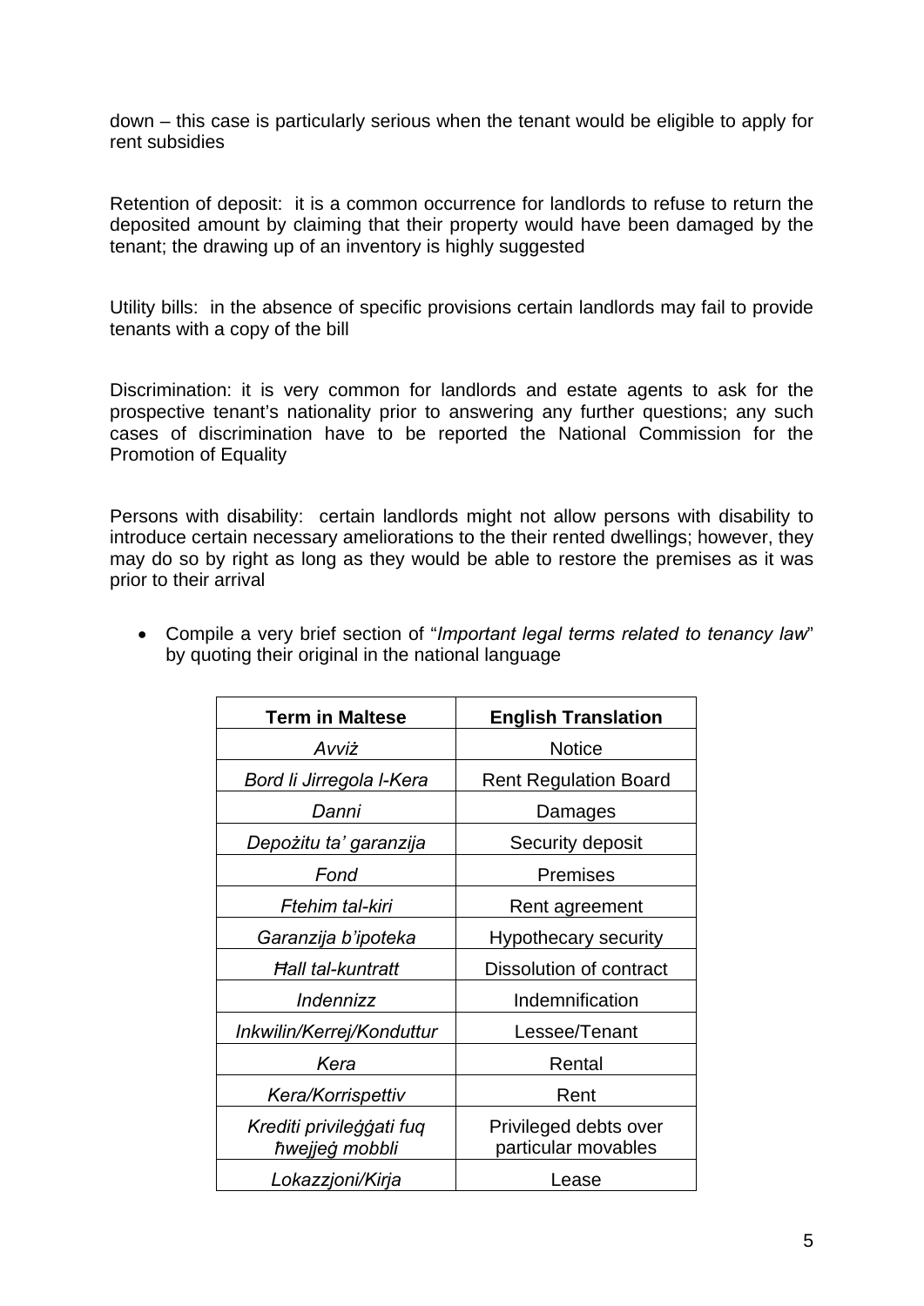down – this case is particularly serious when the tenant would be eligible to apply for rent subsidies

Retention of deposit: it is a common occurrence for landlords to refuse to return the deposited amount by claiming that their property would have been damaged by the tenant; the drawing up of an inventory is highly suggested

Utility bills: in the absence of specific provisions certain landlords may fail to provide tenants with a copy of the bill

Discrimination: it is very common for landlords and estate agents to ask for the prospective tenant's nationality prior to answering any further questions; any such cases of discrimination have to be reported the National Commission for the Promotion of Equality

Persons with disability: certain landlords might not allow persons with disability to introduce certain necessary ameliorations to the their rented dwellings; however, they may do so by right as long as they would be able to restore the premises as it was prior to their arrival

- Compile a very brief section of "*Important legal terms related to tenancy law*" by quoting their original in the national language

| Term in Maltese | English Translation |
|---|---|
| *Avviż* | Notice |
| *Bord li Jirregola l-Kera* | Rent Regulation Board |
| *Danni* | Damages |
| *Depożitu ta' garanzija* | Security deposit |
| *Fond* | Premises |
| *Ftehim tal-kiri* | Rent agreement |
| *Garanzija b'ipoteka* | Hypothecary security |
| *Ħall tal-kuntratt* | Dissolution of contract |
| *Indennizz* | Indemnification |
| *Inkwilin/Kerrej/Konduttur* | Lessee/Tenant |
| *Kera* | Rental |
| *Kera/Korrispettiv* | Rent |
| *Krediti privileġġati fuq ħwejjeġ mobbli* | Privileged debts over particular movables |
| *Lokazzjoni/Kirja* | Lease |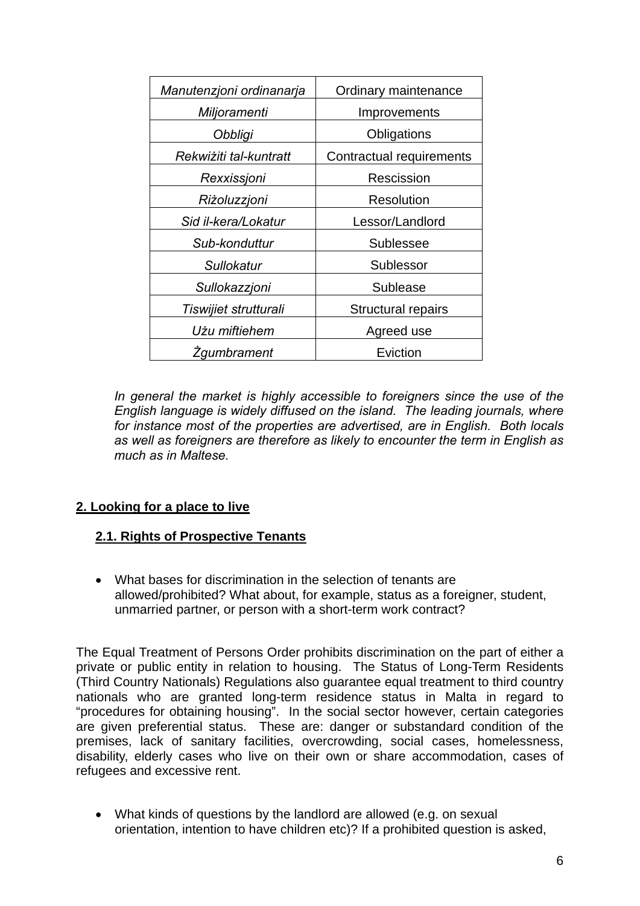| *Manutenzjoni ordinanarja* | Ordinary maintenance |
|---|---|
| *Miljoramenti* | Improvements |
| *Obbligi* | Obligations |
| *Rekwiżiti tal-kuntratt* | Contractual requirements |
| *Rexxissjoni* | Rescission |
| *Riżoluzzjoni* | Resolution |
| *Sid il-kera/Lokatur* | Lessor/Landlord |
| *Sub-konduttur* | Sublessee |
| *Sullokatur* | Sublessor |
| *Sullokazzjoni* | Sublease |
| *Tiswijiet strutturali* | Structural repairs |
| *Użu miftiehem* | Agreed use |
| *Żgumbrament* | Eviction |

*In general the market is highly accessible to foreigners since the use of the English language is widely diffused on the island. The leading journals, where for instance most of the properties are advertised, are in English. Both locals as well as foreigners are therefore as likely to encounter the term in English as much as in Maltese.*

## 2. Looking for a place to live

### 2.1. Rights of Prospective Tenants

- What bases for discrimination in the selection of tenants are allowed/prohibited? What about, for example, status as a foreigner, student, unmarried partner, or person with a short-term work contract?

The Equal Treatment of Persons Order prohibits discrimination on the part of either a private or public entity in relation to housing. The Status of Long-Term Residents (Third Country Nationals) Regulations also guarantee equal treatment to third country nationals who are granted long-term residence status in Malta in regard to "procedures for obtaining housing". In the social sector however, certain categories are given preferential status. These are: danger or substandard condition of the premises, lack of sanitary facilities, overcrowding, social cases, homelessness, disability, elderly cases who live on their own or share accommodation, cases of refugees and excessive rent.

- What kinds of questions by the landlord are allowed (e.g. on sexual orientation, intention to have children etc)? If a prohibited question is asked,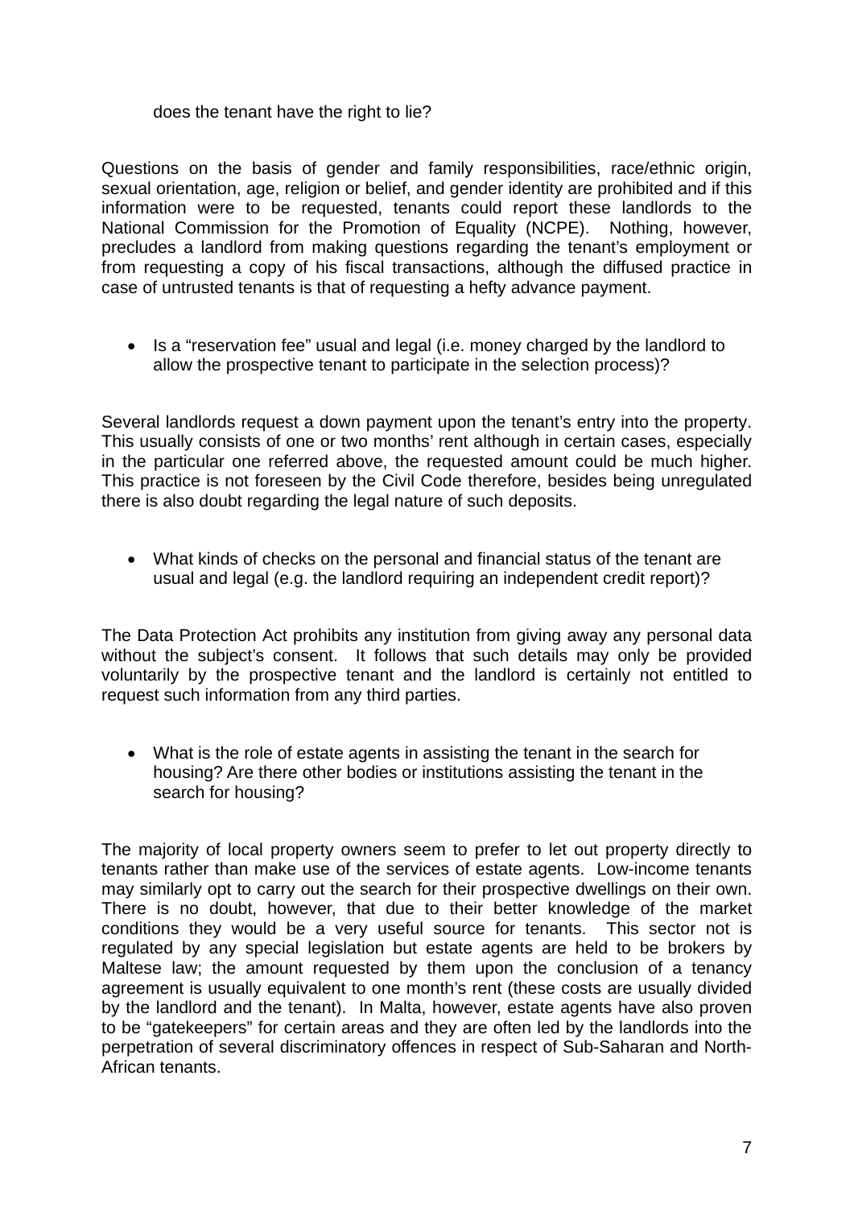does the tenant have the right to lie?

Questions on the basis of gender and family responsibilities, race/ethnic origin, sexual orientation, age, religion or belief, and gender identity are prohibited and if this information were to be requested, tenants could report these landlords to the National Commission for the Promotion of Equality (NCPE). Nothing, however, precludes a landlord from making questions regarding the tenant's employment or from requesting a copy of his fiscal transactions, although the diffused practice in case of untrusted tenants is that of requesting a hefty advance payment.

- Is a "reservation fee" usual and legal (i.e. money charged by the landlord to allow the prospective tenant to participate in the selection process)?

Several landlords request a down payment upon the tenant's entry into the property. This usually consists of one or two months' rent although in certain cases, especially in the particular one referred above, the requested amount could be much higher. This practice is not foreseen by the Civil Code therefore, besides being unregulated there is also doubt regarding the legal nature of such deposits.

- What kinds of checks on the personal and financial status of the tenant are usual and legal (e.g. the landlord requiring an independent credit report)?

The Data Protection Act prohibits any institution from giving away any personal data without the subject's consent. It follows that such details may only be provided voluntarily by the prospective tenant and the landlord is certainly not entitled to request such information from any third parties.

- What is the role of estate agents in assisting the tenant in the search for housing? Are there other bodies or institutions assisting the tenant in the search for housing?

The majority of local property owners seem to prefer to let out property directly to tenants rather than make use of the services of estate agents. Low-income tenants may similarly opt to carry out the search for their prospective dwellings on their own. There is no doubt, however, that due to their better knowledge of the market conditions they would be a very useful source for tenants. This sector not is regulated by any special legislation but estate agents are held to be brokers by Maltese law; the amount requested by them upon the conclusion of a tenancy agreement is usually equivalent to one month's rent (these costs are usually divided by the landlord and the tenant). In Malta, however, estate agents have also proven to be "gatekeepers" for certain areas and they are often led by the landlords into the perpetration of several discriminatory offences in respect of Sub-Saharan and North-African tenants.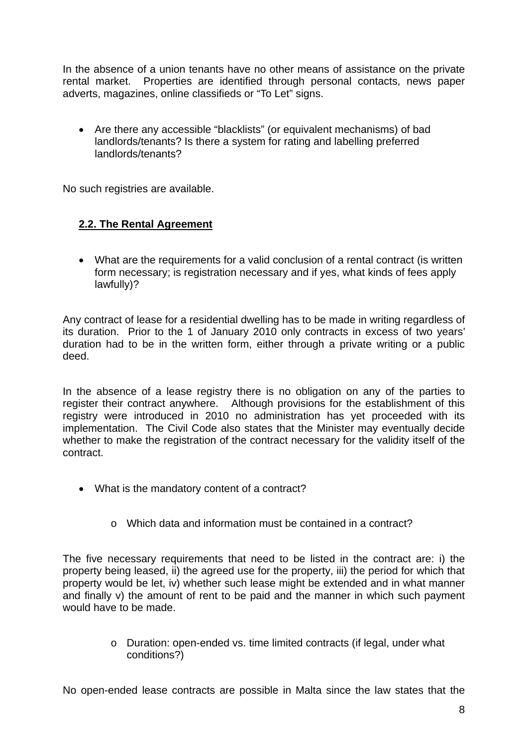In the absence of a union tenants have no other means of assistance on the private rental market. Properties are identified through personal contacts, news paper adverts, magazines, online classifieds or "To Let" signs.

- Are there any accessible "blacklists" (or equivalent mechanisms) of bad landlords/tenants? Is there a system for rating and labelling preferred landlords/tenants?

No such registries are available.

### 2.2. The Rental Agreement

- What are the requirements for a valid conclusion of a rental contract (is written form necessary; is registration necessary and if yes, what kinds of fees apply lawfully)?

Any contract of lease for a residential dwelling has to be made in writing regardless of its duration. Prior to the 1 of January 2010 only contracts in excess of two years' duration had to be in the written form, either through a private writing or a public deed.

In the absence of a lease registry there is no obligation on any of the parties to register their contract anywhere. Although provisions for the establishment of this registry were introduced in 2010 no administration has yet proceeded with its implementation. The Civil Code also states that the Minister may eventually decide whether to make the registration of the contract necessary for the validity itself of the contract.

- What is the mandatory content of a contract?
    - Which data and information must be contained in a contract?

The five necessary requirements that need to be listed in the contract are: i) the property being leased, ii) the agreed use for the property, iii) the period for which that property would be let, iv) whether such lease might be extended and in what manner and finally v) the amount of rent to be paid and the manner in which such payment would have to be made.

- - Duration: open-ended vs. time limited contracts (if legal, under what conditions?)

No open-ended lease contracts are possible in Malta since the law states that the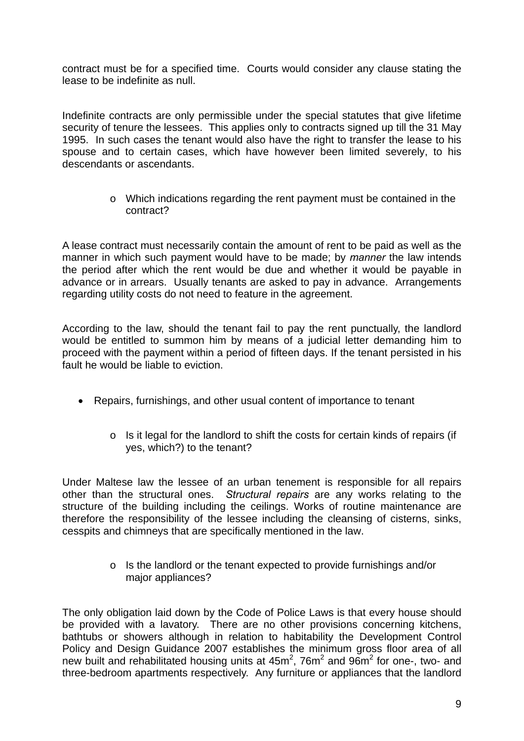contract must be for a specified time. Courts would consider any clause stating the lease to be indefinite as null.

Indefinite contracts are only permissible under the special statutes that give lifetime security of tenure the lessees. This applies only to contracts signed up till the 31 May 1995. In such cases the tenant would also have the right to transfer the lease to his spouse and to certain cases, which have however been limited severely, to his descendants or ascendants.

- Which indications regarding the rent payment must be contained in the contract?

A lease contract must necessarily contain the amount of rent to be paid as well as the manner in which such payment would have to be made; by *manner* the law intends the period after which the rent would be due and whether it would be payable in advance or in arrears. Usually tenants are asked to pay in advance. Arrangements regarding utility costs do not need to feature in the agreement.

According to the law, should the tenant fail to pay the rent punctually, the landlord would be entitled to summon him by means of a judicial letter demanding him to proceed with the payment within a period of fifteen days. If the tenant persisted in his fault he would be liable to eviction.

- Repairs, furnishings, and other usual content of importance to tenant
  - Is it legal for the landlord to shift the costs for certain kinds of repairs (if yes, which?) to the tenant?

Under Maltese law the lessee of an urban tenement is responsible for all repairs other than the structural ones. *Structural repairs* are any works relating to the structure of the building including the ceilings. Works of routine maintenance are therefore the responsibility of the lessee including the cleansing of cisterns, sinks, cesspits and chimneys that are specifically mentioned in the law.

- Is the landlord or the tenant expected to provide furnishings and/or major appliances?

The only obligation laid down by the Code of Police Laws is that every house should be provided with a lavatory. There are no other provisions concerning kitchens, bathtubs or showers although in relation to habitability the Development Control Policy and Design Guidance 2007 establishes the minimum gross floor area of all new built and rehabilitated housing units at $45m^2$, $76m^2$ and $96m^2$ for one-, two- and three-bedroom apartments respectively. Any furniture or appliances that the landlord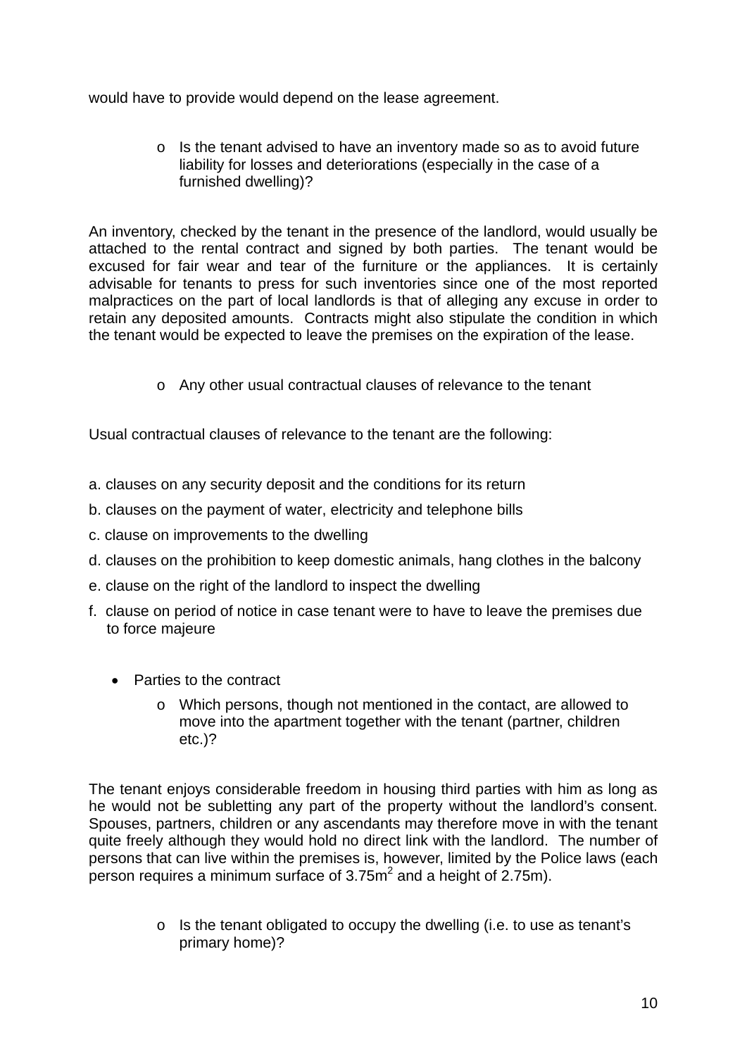would have to provide would depend on the lease agreement.

- Is the tenant advised to have an inventory made so as to avoid future liability for losses and deteriorations (especially in the case of a furnished dwelling)?

An inventory, checked by the tenant in the presence of the landlord, would usually be attached to the rental contract and signed by both parties. The tenant would be excused for fair wear and tear of the furniture or the appliances. It is certainly advisable for tenants to press for such inventories since one of the most reported malpractices on the part of local landlords is that of alleging any excuse in order to retain any deposited amounts. Contracts might also stipulate the condition in which the tenant would be expected to leave the premises on the expiration of the lease.

- Any other usual contractual clauses of relevance to the tenant

Usual contractual clauses of relevance to the tenant are the following:

a. clauses on any security deposit and the conditions for its return

b. clauses on the payment of water, electricity and telephone bills

c. clause on improvements to the dwelling

d. clauses on the prohibition to keep domestic animals, hang clothes in the balcony

e. clause on the right of the landlord to inspect the dwelling

f. clause on period of notice in case tenant were to have to leave the premises due to force majeure

- Parties to the contract
  - Which persons, though not mentioned in the contact, are allowed to move into the apartment together with the tenant (partner, children etc.)?

The tenant enjoys considerable freedom in housing third parties with him as long as he would not be subletting any part of the property without the landlord's consent. Spouses, partners, children or any ascendants may therefore move in with the tenant quite freely although they would hold no direct link with the landlord. The number of persons that can live within the premises is, however, limited by the Police laws (each person requires a minimum surface of $3.75m^2$ and a height of 2.75m).

  - Is the tenant obligated to occupy the dwelling (i.e. to use as tenant's primary home)?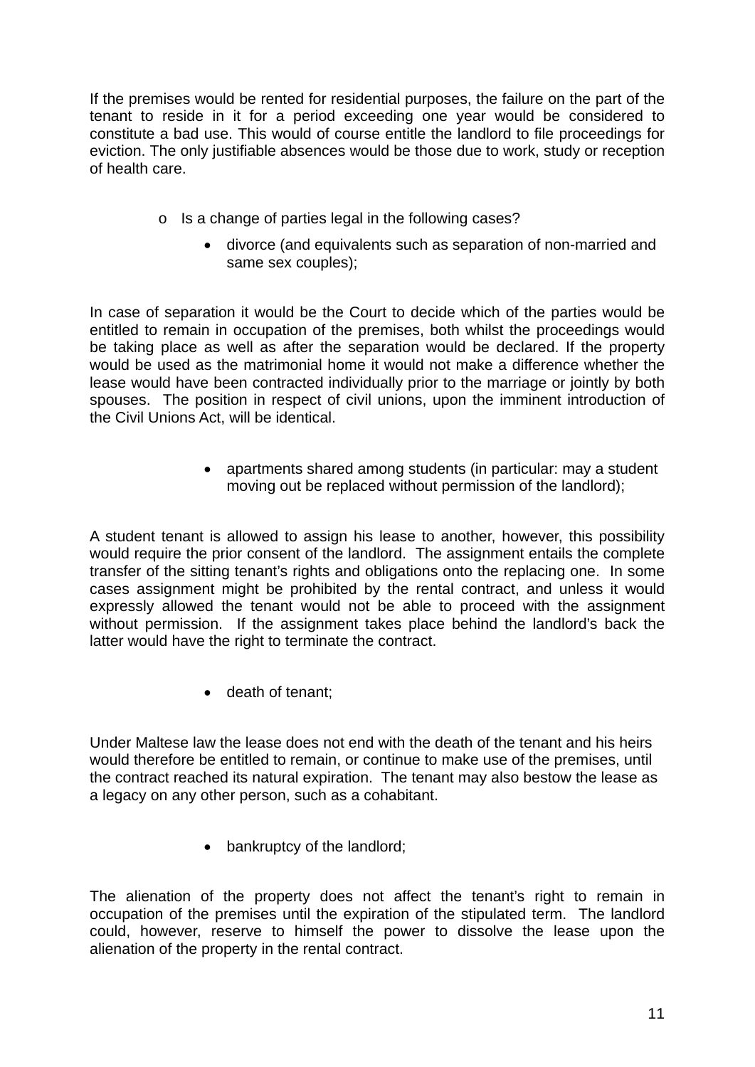If the premises would be rented for residential purposes, the failure on the part of the tenant to reside in it for a period exceeding one year would be considered to constitute a bad use. This would of course entitle the landlord to file proceedings for eviction. The only justifiable absences would be those due to work, study or reception of health care.

- o Is a change of parties legal in the following cases?
  - divorce (and equivalents such as separation of non-married and same sex couples);

In case of separation it would be the Court to decide which of the parties would be entitled to remain in occupation of the premises, both whilst the proceedings would be taking place as well as after the separation would be declared. If the property would be used as the matrimonial home it would not make a difference whether the lease would have been contracted individually prior to the marriage or jointly by both spouses. The position in respect of civil unions, upon the imminent introduction of the Civil Unions Act, will be identical.

- apartments shared among students (in particular: may a student moving out be replaced without permission of the landlord);

A student tenant is allowed to assign his lease to another, however, this possibility would require the prior consent of the landlord. The assignment entails the complete transfer of the sitting tenant's rights and obligations onto the replacing one. In some cases assignment might be prohibited by the rental contract, and unless it would expressly allowed the tenant would not be able to proceed with the assignment without permission. If the assignment takes place behind the landlord's back the latter would have the right to terminate the contract.

- death of tenant;

Under Maltese law the lease does not end with the death of the tenant and his heirs would therefore be entitled to remain, or continue to make use of the premises, until the contract reached its natural expiration. The tenant may also bestow the lease as a legacy on any other person, such as a cohabitant.

- bankruptcy of the landlord;

The alienation of the property does not affect the tenant's right to remain in occupation of the premises until the expiration of the stipulated term. The landlord could, however, reserve to himself the power to dissolve the lease upon the alienation of the property in the rental contract.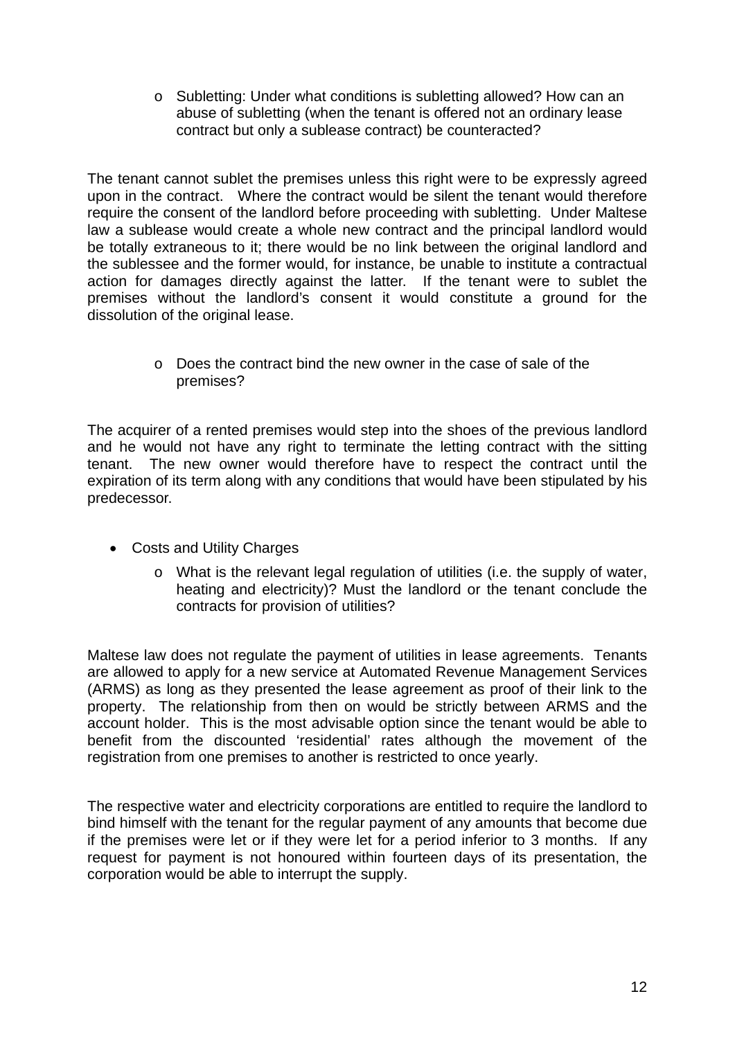- Subletting: Under what conditions is subletting allowed? How can an abuse of subletting (when the tenant is offered not an ordinary lease contract but only a sublease contract) be counteracted?

The tenant cannot sublet the premises unless this right were to be expressly agreed upon in the contract. Where the contract would be silent the tenant would therefore require the consent of the landlord before proceeding with subletting. Under Maltese law a sublease would create a whole new contract and the principal landlord would be totally extraneous to it; there would be no link between the original landlord and the sublessee and the former would, for instance, be unable to institute a contractual action for damages directly against the latter. If the tenant were to sublet the premises without the landlord's consent it would constitute a ground for the dissolution of the original lease.

- Does the contract bind the new owner in the case of sale of the premises?

The acquirer of a rented premises would step into the shoes of the previous landlord and he would not have any right to terminate the letting contract with the sitting tenant. The new owner would therefore have to respect the contract until the expiration of its term along with any conditions that would have been stipulated by his predecessor.

- Costs and Utility Charges
  - What is the relevant legal regulation of utilities (i.e. the supply of water, heating and electricity)? Must the landlord or the tenant conclude the contracts for provision of utilities?

Maltese law does not regulate the payment of utilities in lease agreements. Tenants are allowed to apply for a new service at Automated Revenue Management Services (ARMS) as long as they presented the lease agreement as proof of their link to the property. The relationship from then on would be strictly between ARMS and the account holder. This is the most advisable option since the tenant would be able to benefit from the discounted 'residential' rates although the movement of the registration from one premises to another is restricted to once yearly.

The respective water and electricity corporations are entitled to require the landlord to bind himself with the tenant for the regular payment of any amounts that become due if the premises were let or if they were let for a period inferior to 3 months. If any request for payment is not honoured within fourteen days of its presentation, the corporation would be able to interrupt the supply.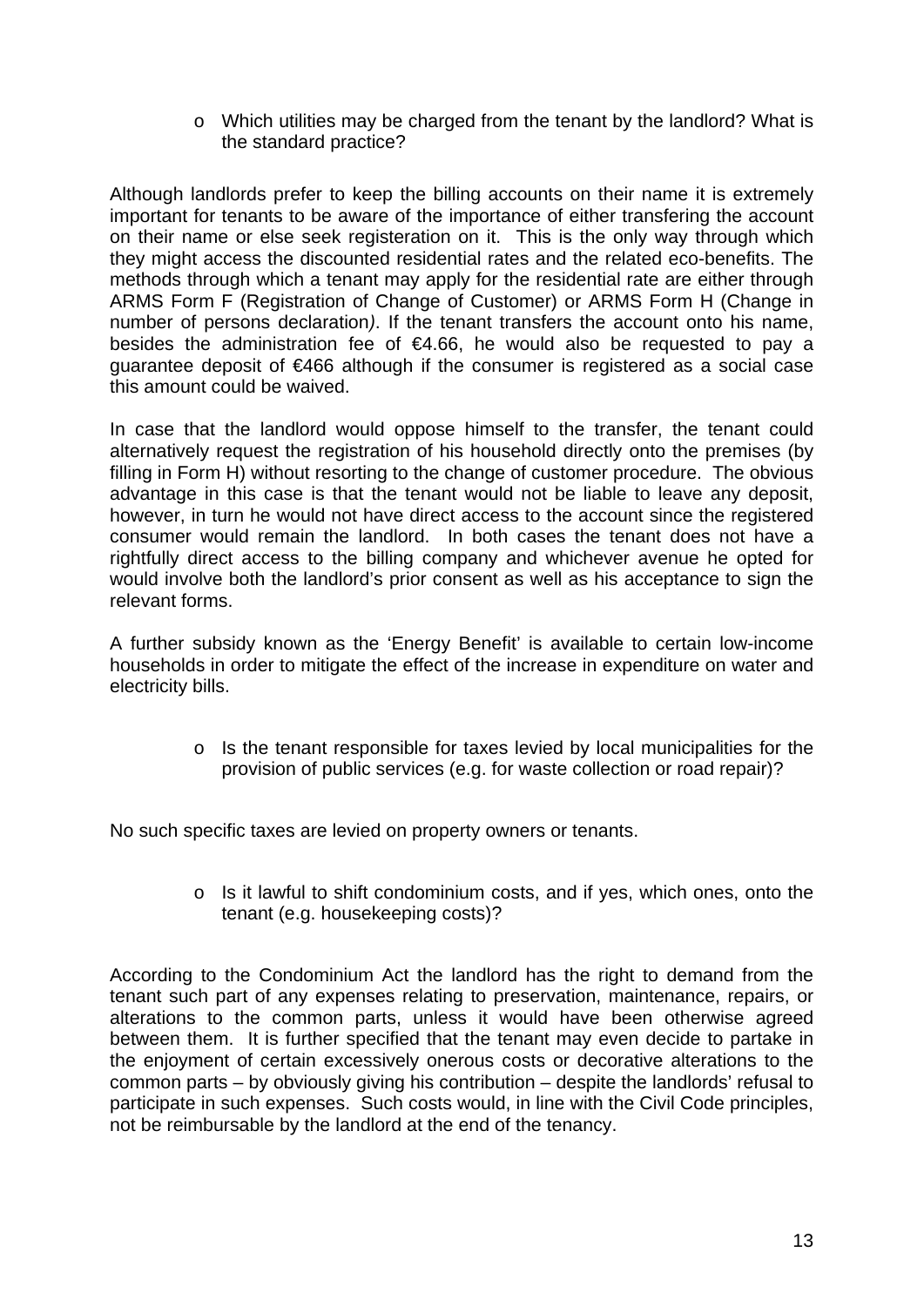- Which utilities may be charged from the tenant by the landlord? What is the standard practice?

Although landlords prefer to keep the billing accounts on their name it is extremely important for tenants to be aware of the importance of either transfering the account on their name or else seek registeration on it. This is the only way through which they might access the discounted residential rates and the related eco-benefits. The methods through which a tenant may apply for the residential rate are either through ARMS Form F (Registration of Change of Customer) or ARMS Form H (Change in number of persons declaration*)*. If the tenant transfers the account onto his name, besides the administration fee of €4.66, he would also be requested to pay a guarantee deposit of €466 although if the consumer is registered as a social case this amount could be waived.

In case that the landlord would oppose himself to the transfer, the tenant could alternatively request the registration of his household directly onto the premises (by filling in Form H) without resorting to the change of customer procedure. The obvious advantage in this case is that the tenant would not be liable to leave any deposit, however, in turn he would not have direct access to the account since the registered consumer would remain the landlord. In both cases the tenant does not have a rightfully direct access to the billing company and whichever avenue he opted for would involve both the landlord's prior consent as well as his acceptance to sign the relevant forms.

A further subsidy known as the 'Energy Benefit' is available to certain low-income households in order to mitigate the effect of the increase in expenditure on water and electricity bills.

- Is the tenant responsible for taxes levied by local municipalities for the provision of public services (e.g. for waste collection or road repair)?

No such specific taxes are levied on property owners or tenants.

- Is it lawful to shift condominium costs, and if yes, which ones, onto the tenant (e.g. housekeeping costs)?

According to the Condominium Act the landlord has the right to demand from the tenant such part of any expenses relating to preservation, maintenance, repairs, or alterations to the common parts, unless it would have been otherwise agreed between them. It is further specified that the tenant may even decide to partake in the enjoyment of certain excessively onerous costs or decorative alterations to the common parts – by obviously giving his contribution – despite the landlords' refusal to participate in such expenses. Such costs would, in line with the Civil Code principles, not be reimbursable by the landlord at the end of the tenancy.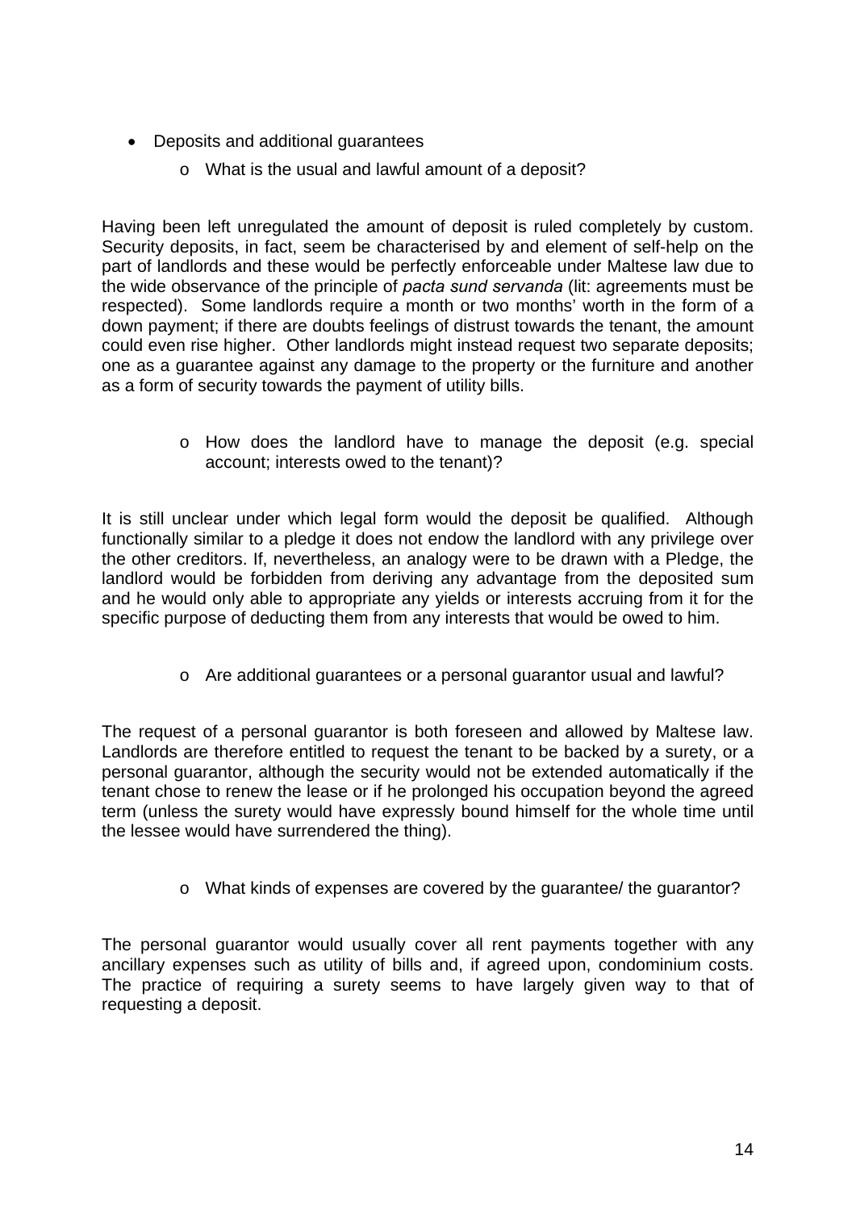- Deposits and additional guarantees
    - What is the usual and lawful amount of a deposit?

Having been left unregulated the amount of deposit is ruled completely by custom. Security deposits, in fact, seem be characterised by and element of self-help on the part of landlords and these would be perfectly enforceable under Maltese law due to the wide observance of the principle of *pacta sund servanda* (lit: agreements must be respected). Some landlords require a month or two months' worth in the form of a down payment; if there are doubts feelings of distrust towards the tenant, the amount could even rise higher. Other landlords might instead request two separate deposits; one as a guarantee against any damage to the property or the furniture and another as a form of security towards the payment of utility bills.

- How does the landlord have to manage the deposit (e.g. special account; interests owed to the tenant)?

It is still unclear under which legal form would the deposit be qualified. Although functionally similar to a pledge it does not endow the landlord with any privilege over the other creditors. If, nevertheless, an analogy were to be drawn with a Pledge, the landlord would be forbidden from deriving any advantage from the deposited sum and he would only able to appropriate any yields or interests accruing from it for the specific purpose of deducting them from any interests that would be owed to him.

- Are additional guarantees or a personal guarantor usual and lawful?

The request of a personal guarantor is both foreseen and allowed by Maltese law. Landlords are therefore entitled to request the tenant to be backed by a surety, or a personal guarantor, although the security would not be extended automatically if the tenant chose to renew the lease or if he prolonged his occupation beyond the agreed term (unless the surety would have expressly bound himself for the whole time until the lessee would have surrendered the thing).

- What kinds of expenses are covered by the guarantee/ the guarantor?

The personal guarantor would usually cover all rent payments together with any ancillary expenses such as utility of bills and, if agreed upon, condominium costs. The practice of requiring a surety seems to have largely given way to that of requesting a deposit.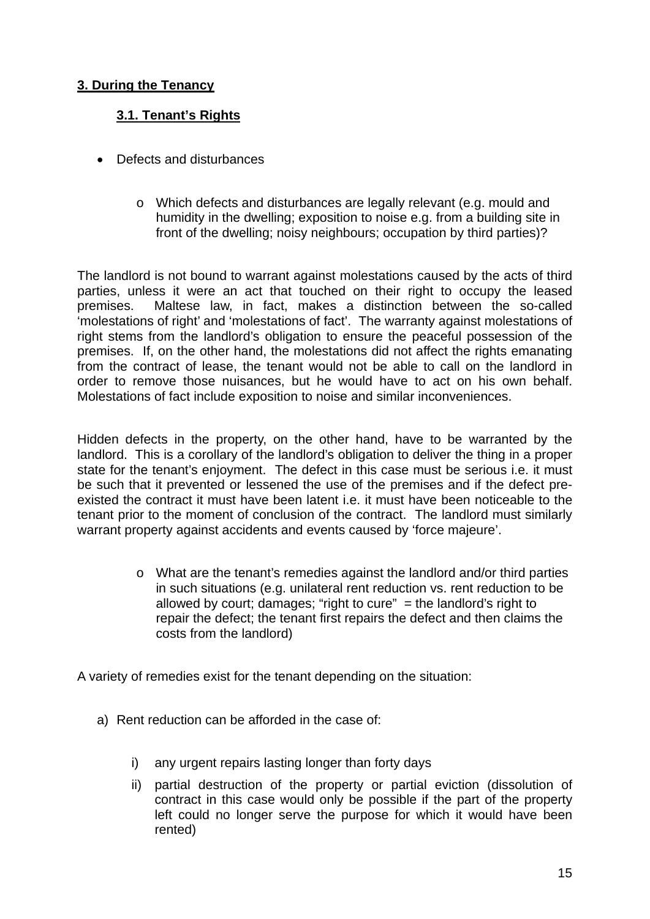**3. During the Tenancy**

**3.1. Tenant's Rights**

- Defects and disturbances

    - Which defects and disturbances are legally relevant (e.g. mould and humidity in the dwelling; exposition to noise e.g. from a building site in front of the dwelling; noisy neighbours; occupation by third parties)?

The landlord is not bound to warrant against molestations caused by the acts of third parties, unless it were an act that touched on their right to occupy the leased premises. Maltese law, in fact, makes a distinction between the so-called 'molestations of right' and 'molestations of fact'. The warranty against molestations of right stems from the landlord's obligation to ensure the peaceful possession of the premises. If, on the other hand, the molestations did not affect the rights emanating from the contract of lease, the tenant would not be able to call on the landlord in order to remove those nuisances, but he would have to act on his own behalf. Molestations of fact include exposition to noise and similar inconveniences.

Hidden defects in the property, on the other hand, have to be warranted by the landlord. This is a corollary of the landlord's obligation to deliver the thing in a proper state for the tenant's enjoyment. The defect in this case must be serious i.e. it must be such that it prevented or lessened the use of the premises and if the defect pre-existed the contract it must have been latent i.e. it must have been noticeable to the tenant prior to the moment of conclusion of the contract. The landlord must similarly warrant property against accidents and events caused by 'force majeure'.

- What are the tenant's remedies against the landlord and/or third parties in such situations (e.g. unilateral rent reduction vs. rent reduction to be allowed by court; damages; "right to cure" = the landlord's right to repair the defect; the tenant first repairs the defect and then claims the costs from the landlord)

A variety of remedies exist for the tenant depending on the situation:

a) Rent reduction can be afforded in the case of:

    i) any urgent repairs lasting longer than forty days
    ii) partial destruction of the property or partial eviction (dissolution of contract in this case would only be possible if the part of the property left could no longer serve the purpose for which it would have been rented)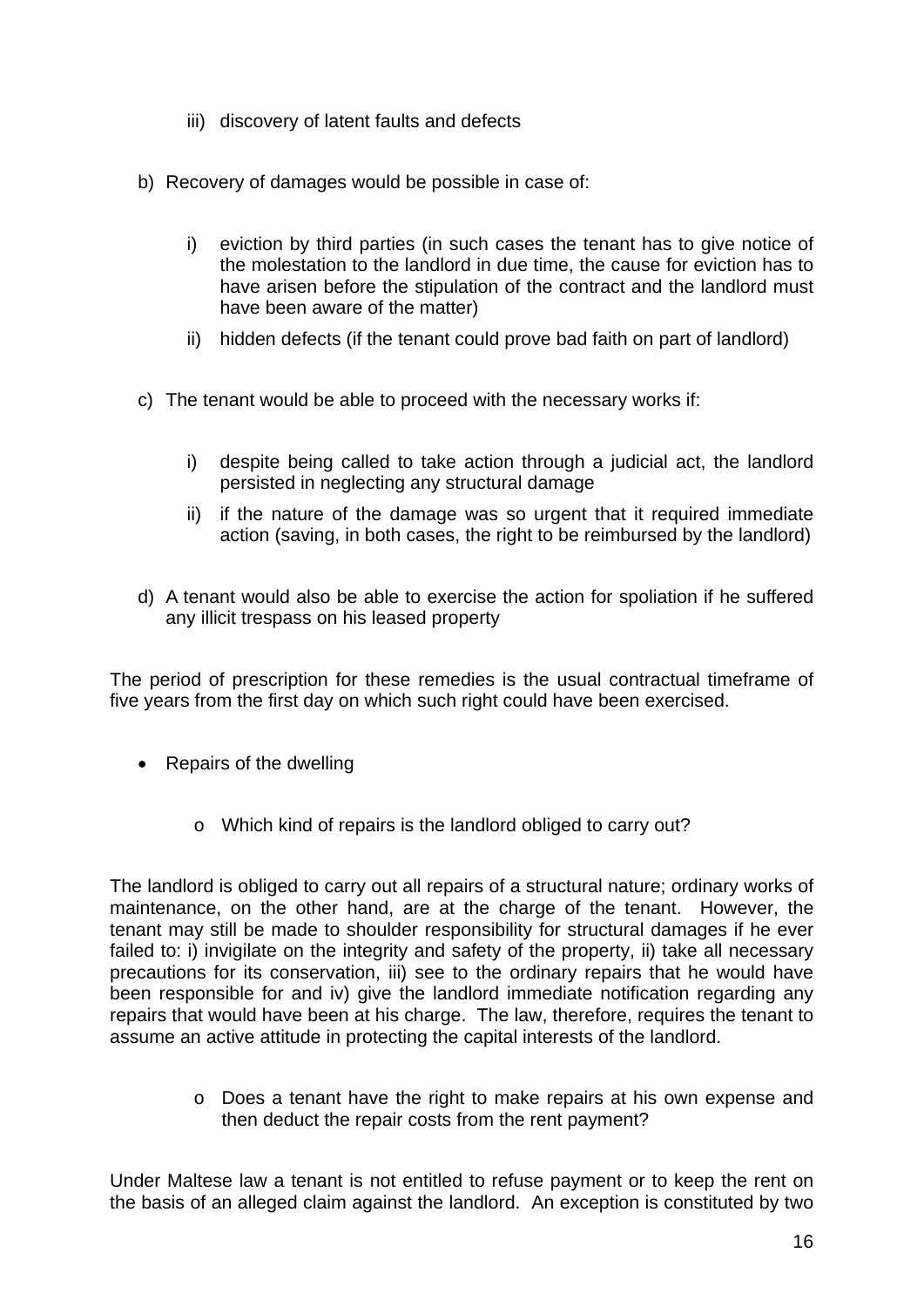iii) discovery of latent faults and defects

b) Recovery of damages would be possible in case of:

   i) eviction by third parties (in such cases the tenant has to give notice of the molestation to the landlord in due time, the cause for eviction has to have arisen before the stipulation of the contract and the landlord must have been aware of the matter)

   ii) hidden defects (if the tenant could prove bad faith on part of landlord)

c) The tenant would be able to proceed with the necessary works if:

   i) despite being called to take action through a judicial act, the landlord persisted in neglecting any structural damage

   ii) if the nature of the damage was so urgent that it required immediate action (saving, in both cases, the right to be reimbursed by the landlord)

d) A tenant would also be able to exercise the action for spoliation if he suffered any illicit trespass on his leased property

The period of prescription for these remedies is the usual contractual timeframe of five years from the first day on which such right could have been exercised.

- Repairs of the dwelling

  - Which kind of repairs is the landlord obliged to carry out?

The landlord is obliged to carry out all repairs of a structural nature; ordinary works of maintenance, on the other hand, are at the charge of the tenant. However, the tenant may still be made to shoulder responsibility for structural damages if he ever failed to: i) invigilate on the integrity and safety of the property, ii) take all necessary precautions for its conservation, iii) see to the ordinary repairs that he would have been responsible for and iv) give the landlord immediate notification regarding any repairs that would have been at his charge. The law, therefore, requires the tenant to assume an active attitude in protecting the capital interests of the landlord.

  - Does a tenant have the right to make repairs at his own expense and then deduct the repair costs from the rent payment?

Under Maltese law a tenant is not entitled to refuse payment or to keep the rent on the basis of an alleged claim against the landlord. An exception is constituted by two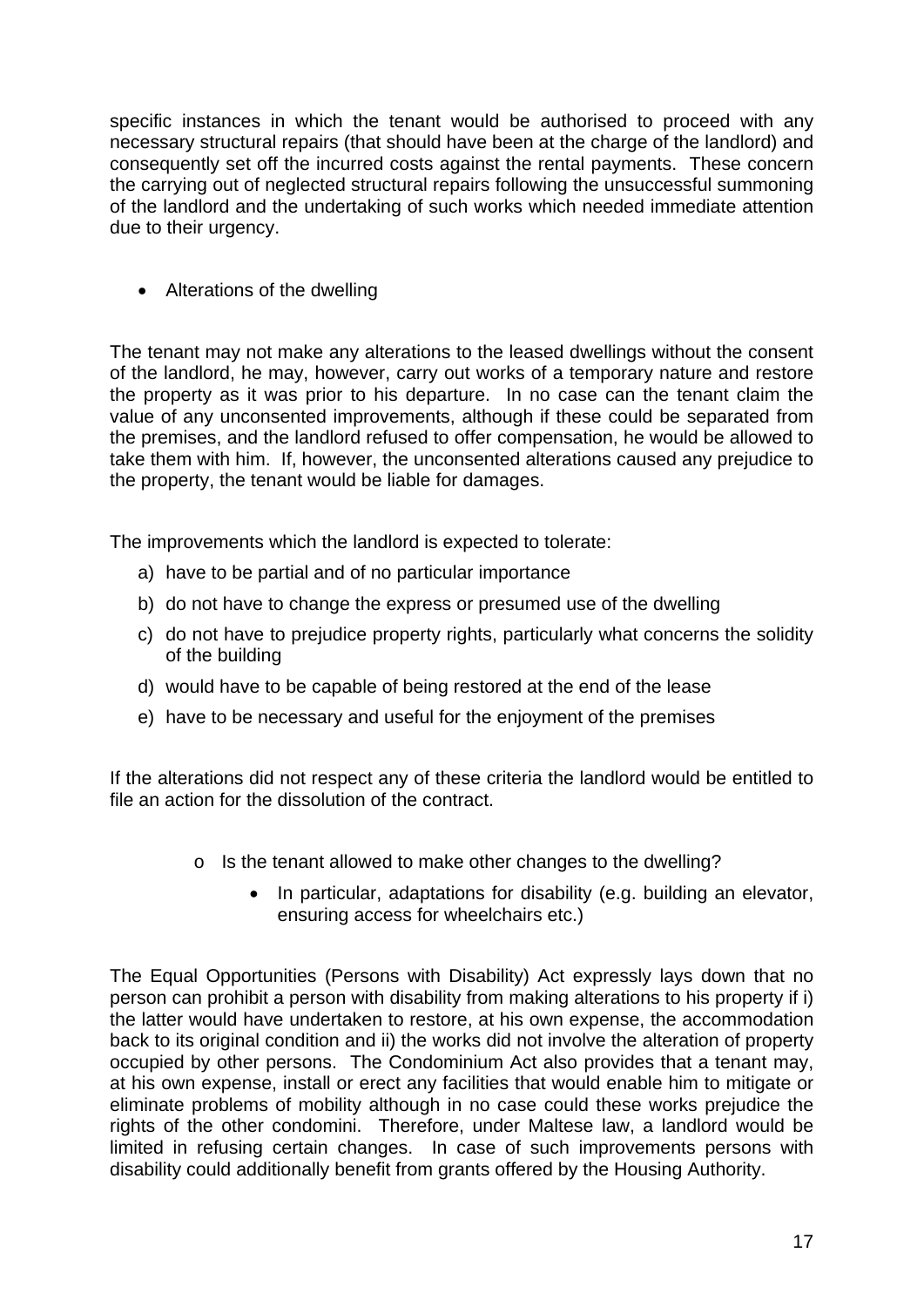specific instances in which the tenant would be authorised to proceed with any necessary structural repairs (that should have been at the charge of the landlord) and consequently set off the incurred costs against the rental payments. These concern the carrying out of neglected structural repairs following the unsuccessful summoning of the landlord and the undertaking of such works which needed immediate attention due to their urgency.

- Alterations of the dwelling

The tenant may not make any alterations to the leased dwellings without the consent of the landlord, he may, however, carry out works of a temporary nature and restore the property as it was prior to his departure. In no case can the tenant claim the value of any unconsented improvements, although if these could be separated from the premises, and the landlord refused to offer compensation, he would be allowed to take them with him. If, however, the unconsented alterations caused any prejudice to the property, the tenant would be liable for damages.

The improvements which the landlord is expected to tolerate:

a) have to be partial and of no particular importance
b) do not have to change the express or presumed use of the dwelling
c) do not have to prejudice property rights, particularly what concerns the solidity of the building
d) would have to be capable of being restored at the end of the lease
e) have to be necessary and useful for the enjoyment of the premises

If the alterations did not respect any of these criteria the landlord would be entitled to file an action for the dissolution of the contract.

- Is the tenant allowed to make other changes to the dwelling?
  - In particular, adaptations for disability (e.g. building an elevator, ensuring access for wheelchairs etc.)

The Equal Opportunities (Persons with Disability) Act expressly lays down that no person can prohibit a person with disability from making alterations to his property if i) the latter would have undertaken to restore, at his own expense, the accommodation back to its original condition and ii) the works did not involve the alteration of property occupied by other persons. The Condominium Act also provides that a tenant may, at his own expense, install or erect any facilities that would enable him to mitigate or eliminate problems of mobility although in no case could these works prejudice the rights of the other condomini. Therefore, under Maltese law, a landlord would be limited in refusing certain changes. In case of such improvements persons with disability could additionally benefit from grants offered by the Housing Authority.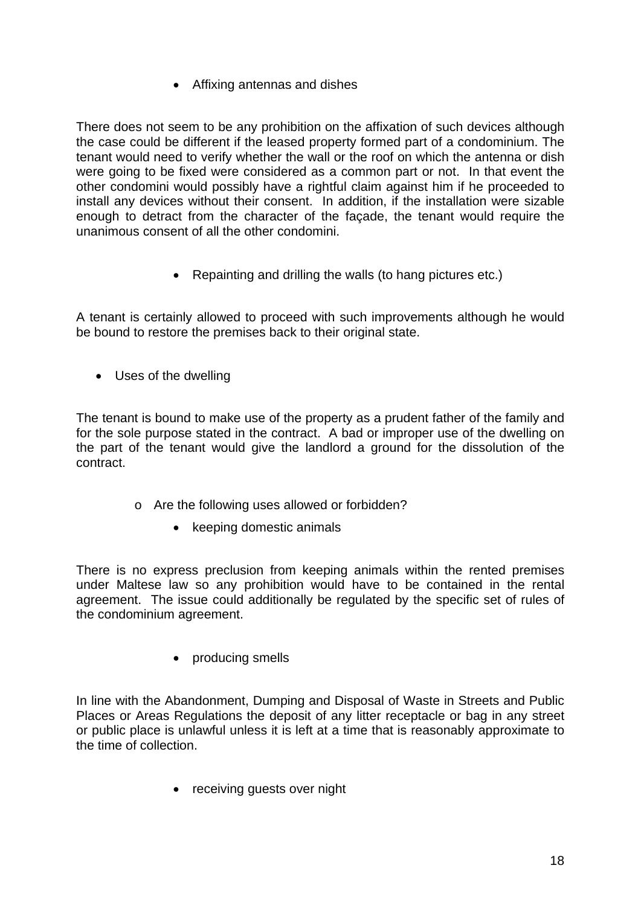- Affixing antennas and dishes

There does not seem to be any prohibition on the affixation of such devices although the case could be different if the leased property formed part of a condominium. The tenant would need to verify whether the wall or the roof on which the antenna or dish were going to be fixed were considered as a common part or not. In that event the other condomini would possibly have a rightful claim against him if he proceeded to install any devices without their consent. In addition, if the installation were sizable enough to detract from the character of the façade, the tenant would require the unanimous consent of all the other condomini.

- Repainting and drilling the walls (to hang pictures etc.)

A tenant is certainly allowed to proceed with such improvements although he would be bound to restore the premises back to their original state.

- Uses of the dwelling

The tenant is bound to make use of the property as a prudent father of the family and for the sole purpose stated in the contract. A bad or improper use of the dwelling on the part of the tenant would give the landlord a ground for the dissolution of the contract.

  - Are the following uses allowed or forbidden?
    - keeping domestic animals

There is no express preclusion from keeping animals within the rented premises under Maltese law so any prohibition would have to be contained in the rental agreement. The issue could additionally be regulated by the specific set of rules of the condominium agreement.

- producing smells

In line with the Abandonment, Dumping and Disposal of Waste in Streets and Public Places or Areas Regulations the deposit of any litter receptacle or bag in any street or public place is unlawful unless it is left at a time that is reasonably approximate to the time of collection.

- receiving guests over night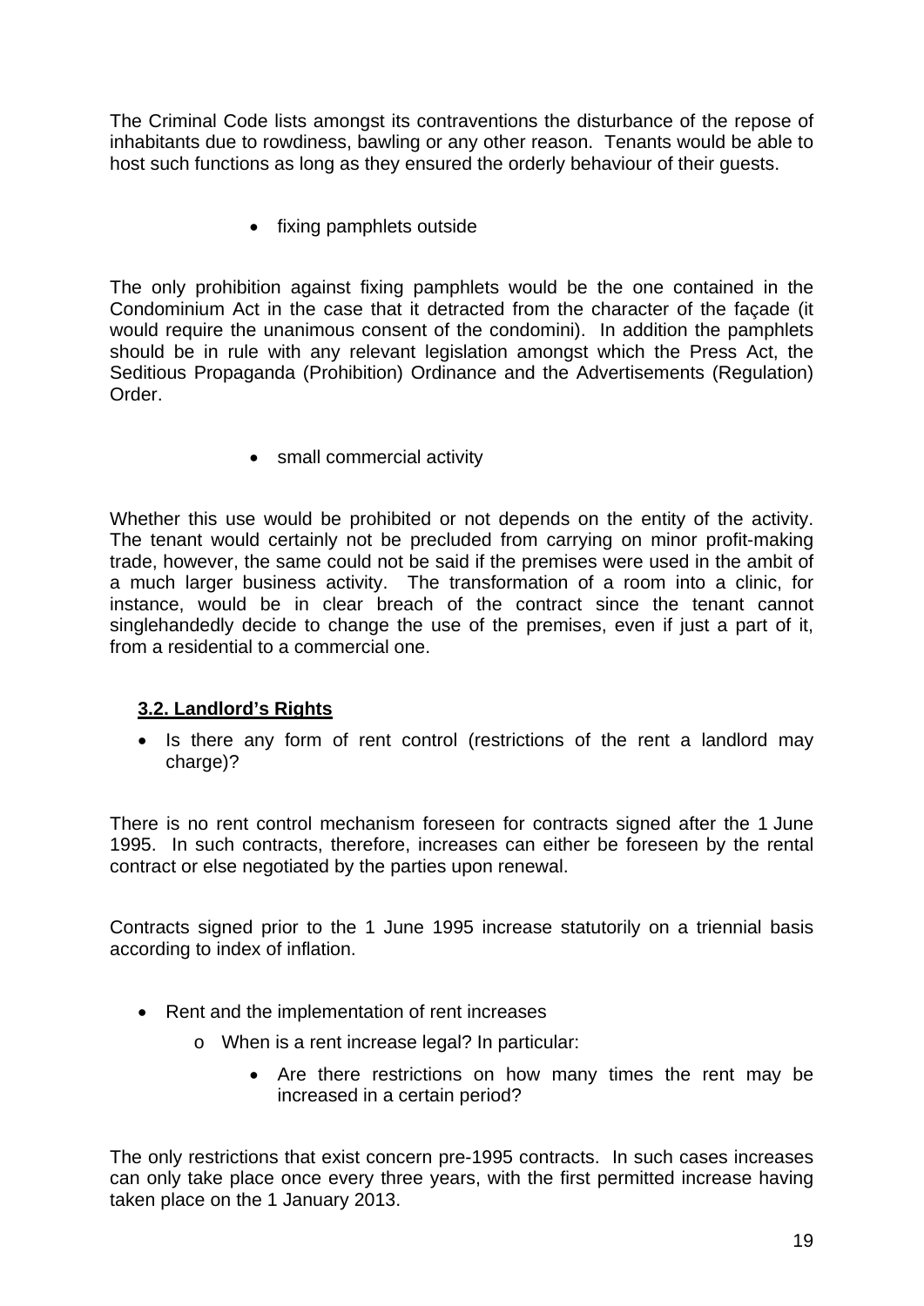The Criminal Code lists amongst its contraventions the disturbance of the repose of inhabitants due to rowdiness, bawling or any other reason. Tenants would be able to host such functions as long as they ensured the orderly behaviour of their guests.

- fixing pamphlets outside

The only prohibition against fixing pamphlets would be the one contained in the Condominium Act in the case that it detracted from the character of the façade (it would require the unanimous consent of the condomini). In addition the pamphlets should be in rule with any relevant legislation amongst which the Press Act, the Seditious Propaganda (Prohibition) Ordinance and the Advertisements (Regulation) Order.

- small commercial activity

Whether this use would be prohibited or not depends on the entity of the activity. The tenant would certainly not be precluded from carrying on minor profit-making trade, however, the same could not be said if the premises were used in the ambit of a much larger business activity. The transformation of a room into a clinic, for instance, would be in clear breach of the contract since the tenant cannot singlehandedly decide to change the use of the premises, even if just a part of it, from a residential to a commercial one.

### **3.2. Landlord's Rights**

- Is there any form of rent control (restrictions of the rent a landlord may charge)?

There is no rent control mechanism foreseen for contracts signed after the 1 June 1995. In such contracts, therefore, increases can either be foreseen by the rental contract or else negotiated by the parties upon renewal.

Contracts signed prior to the 1 June 1995 increase statutorily on a triennial basis according to index of inflation.

- Rent and the implementation of rent increases
  - When is a rent increase legal? In particular:
    - Are there restrictions on how many times the rent may be increased in a certain period?

The only restrictions that exist concern pre-1995 contracts. In such cases increases can only take place once every three years, with the first permitted increase having taken place on the 1 January 2013.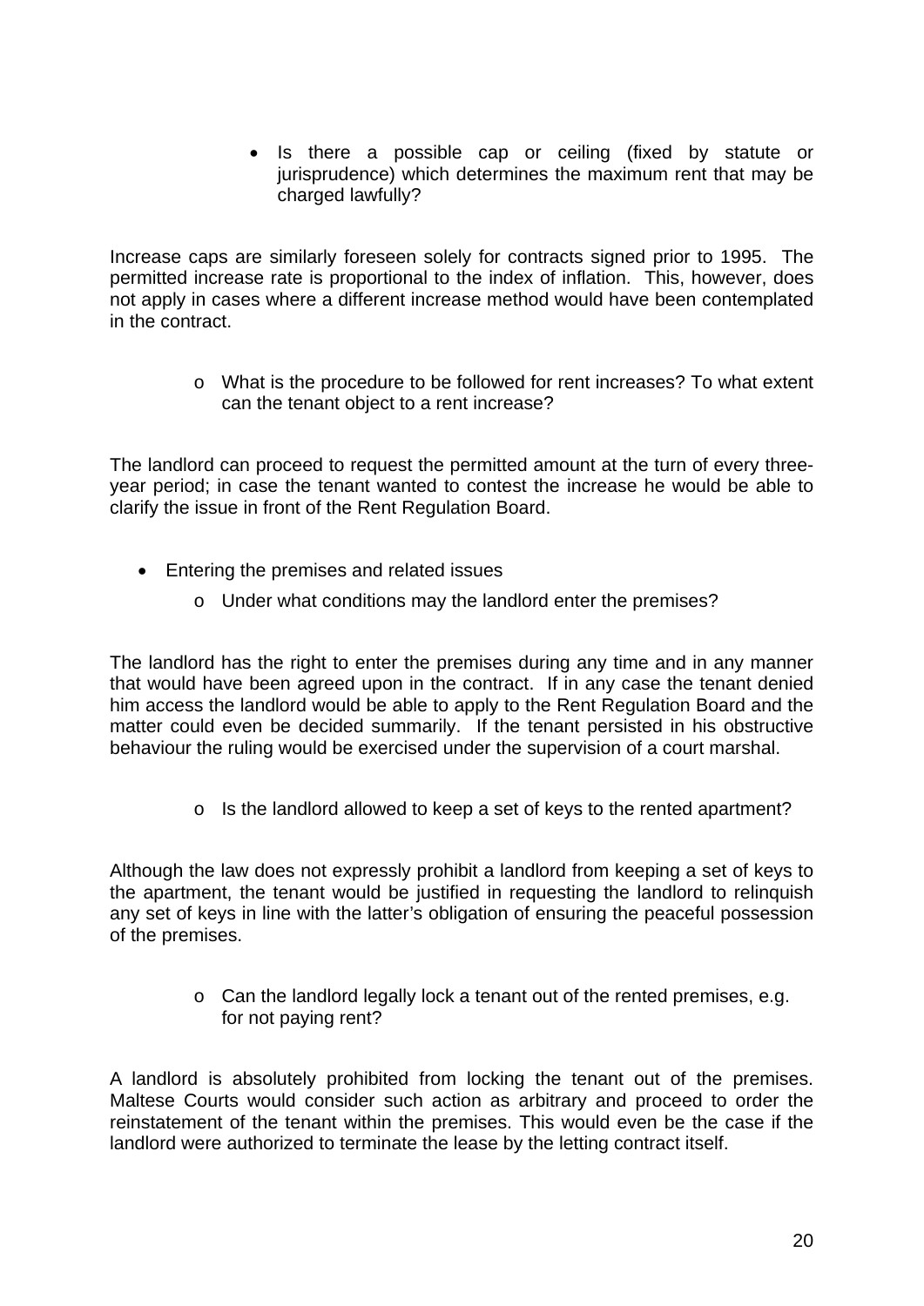- Is there a possible cap or ceiling (fixed by statute or jurisprudence) which determines the maximum rent that may be charged lawfully?

Increase caps are similarly foreseen solely for contracts signed prior to 1995. The permitted increase rate is proportional to the index of inflation. This, however, does not apply in cases where a different increase method would have been contemplated in the contract.

  - What is the procedure to be followed for rent increases? To what extent can the tenant object to a rent increase?

The landlord can proceed to request the permitted amount at the turn of every three-year period; in case the tenant wanted to contest the increase he would be able to clarify the issue in front of the Rent Regulation Board.

- Entering the premises and related issues
  - Under what conditions may the landlord enter the premises?

The landlord has the right to enter the premises during any time and in any manner that would have been agreed upon in the contract. If in any case the tenant denied him access the landlord would be able to apply to the Rent Regulation Board and the matter could even be decided summarily. If the tenant persisted in his obstructive behaviour the ruling would be exercised under the supervision of a court marshal.

  - Is the landlord allowed to keep a set of keys to the rented apartment?

Although the law does not expressly prohibit a landlord from keeping a set of keys to the apartment, the tenant would be justified in requesting the landlord to relinquish any set of keys in line with the latter's obligation of ensuring the peaceful possession of the premises.

  - Can the landlord legally lock a tenant out of the rented premises, e.g. for not paying rent?

A landlord is absolutely prohibited from locking the tenant out of the premises. Maltese Courts would consider such action as arbitrary and proceed to order the reinstatement of the tenant within the premises. This would even be the case if the landlord were authorized to terminate the lease by the letting contract itself.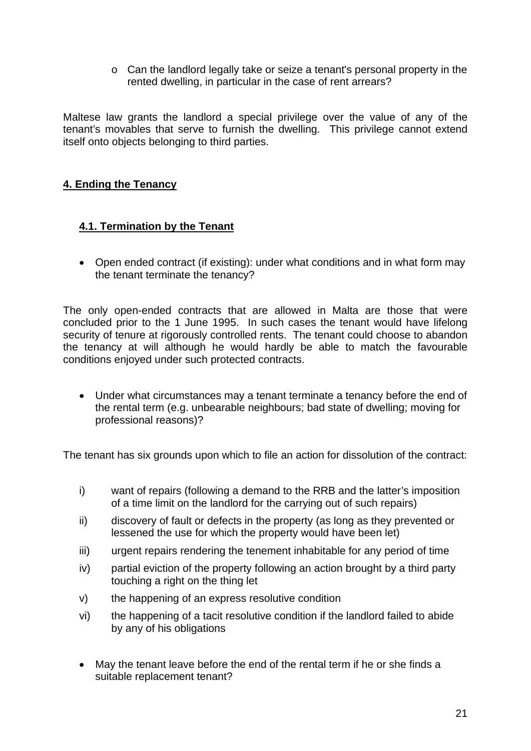- Can the landlord legally take or seize a tenant's personal property in the rented dwelling, in particular in the case of rent arrears?

Maltese law grants the landlord a special privilege over the value of any of the tenant's movables that serve to furnish the dwelling. This privilege cannot extend itself onto objects belonging to third parties.

## 4. Ending the Tenancy

### 4.1. Termination by the Tenant

- Open ended contract (if existing): under what conditions and in what form may the tenant terminate the tenancy?

The only open-ended contracts that are allowed in Malta are those that were concluded prior to the 1 June 1995. In such cases the tenant would have lifelong security of tenure at rigorously controlled rents. The tenant could choose to abandon the tenancy at will although he would hardly be able to match the favourable conditions enjoyed under such protected contracts.

- Under what circumstances may a tenant terminate a tenancy before the end of the rental term (e.g. unbearable neighbours; bad state of dwelling; moving for professional reasons)?

The tenant has six grounds upon which to file an action for dissolution of the contract:

i) want of repairs (following a demand to the RRB and the latter's imposition of a time limit on the landlord for the carrying out of such repairs)

ii) discovery of fault or defects in the property (as long as they prevented or lessened the use for which the property would have been let)

iii) urgent repairs rendering the tenement inhabitable for any period of time

iv) partial eviction of the property following an action brought by a third party touching a right on the thing let

v) the happening of an express resolutive condition

vi) the happening of a tacit resolutive condition if the landlord failed to abide by any of his obligations

- May the tenant leave before the end of the rental term if he or she finds a suitable replacement tenant?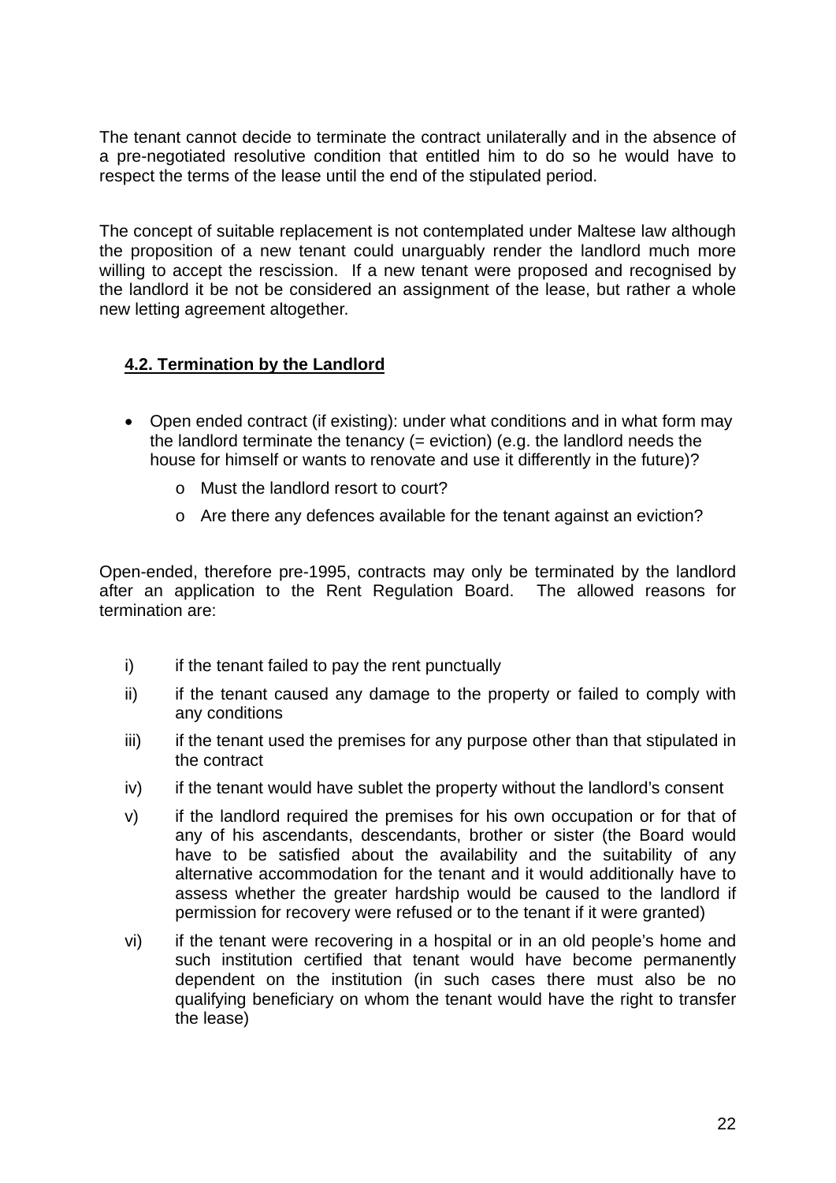The tenant cannot decide to terminate the contract unilaterally and in the absence of a pre-negotiated resolutive condition that entitled him to do so he would have to respect the terms of the lease until the end of the stipulated period.

The concept of suitable replacement is not contemplated under Maltese law although the proposition of a new tenant could unarguably render the landlord much more willing to accept the rescission. If a new tenant were proposed and recognised by the landlord it be not be considered an assignment of the lease, but rather a whole new letting agreement altogether.

### 4.2. Termination by the Landlord

- Open ended contract (if existing): under what conditions and in what form may the landlord terminate the tenancy (= eviction) (e.g. the landlord needs the house for himself or wants to renovate and use it differently in the future)?
  - Must the landlord resort to court?
  - Are there any defences available for the tenant against an eviction?

Open-ended, therefore pre-1995, contracts may only be terminated by the landlord after an application to the Rent Regulation Board. The allowed reasons for termination are:

i) if the tenant failed to pay the rent punctually

ii) if the tenant caused any damage to the property or failed to comply with any conditions

iii) if the tenant used the premises for any purpose other than that stipulated in the contract

iv) if the tenant would have sublet the property without the landlord's consent

v) if the landlord required the premises for his own occupation or for that of any of his ascendants, descendants, brother or sister (the Board would have to be satisfied about the availability and the suitability of any alternative accommodation for the tenant and it would additionally have to assess whether the greater hardship would be caused to the landlord if permission for recovery were refused or to the tenant if it were granted)

vi) if the tenant were recovering in a hospital or in an old people's home and such institution certified that tenant would have become permanently dependent on the institution (in such cases there must also be no qualifying beneficiary on whom the tenant would have the right to transfer the lease)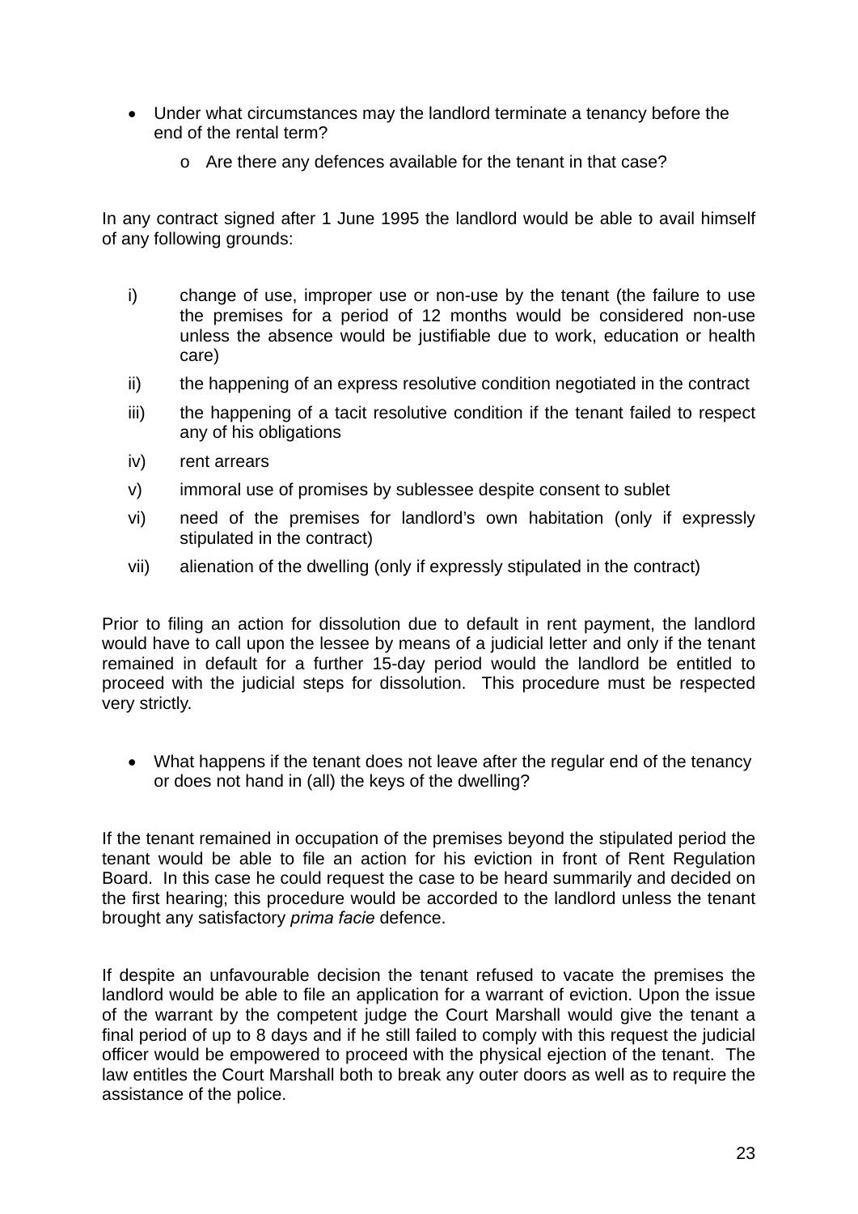- Under what circumstances may the landlord terminate a tenancy before the end of the rental term?
    - Are there any defences available for the tenant in that case?

In any contract signed after 1 June 1995 the landlord would be able to avail himself of any following grounds:

i) change of use, improper use or non-use by the tenant (the failure to use the premises for a period of 12 months would be considered non-use unless the absence would be justifiable due to work, education or health care)

ii) the happening of an express resolutive condition negotiated in the contract

iii) the happening of a tacit resolutive condition if the tenant failed to respect any of his obligations

iv) rent arrears

v) immoral use of promises by sublessee despite consent to sublet

vi) need of the premises for landlord's own habitation (only if expressly stipulated in the contract)

vii) alienation of the dwelling (only if expressly stipulated in the contract)

Prior to filing an action for dissolution due to default in rent payment, the landlord would have to call upon the lessee by means of a judicial letter and only if the tenant remained in default for a further 15-day period would the landlord be entitled to proceed with the judicial steps for dissolution. This procedure must be respected very strictly.

- What happens if the tenant does not leave after the regular end of the tenancy or does not hand in (all) the keys of the dwelling?

If the tenant remained in occupation of the premises beyond the stipulated period the tenant would be able to file an action for his eviction in front of Rent Regulation Board. In this case he could request the case to be heard summarily and decided on the first hearing; this procedure would be accorded to the landlord unless the tenant brought any satisfactory *prima facie* defence.

If despite an unfavourable decision the tenant refused to vacate the premises the landlord would be able to file an application for a warrant of eviction. Upon the issue of the warrant by the competent judge the Court Marshall would give the tenant a final period of up to 8 days and if he still failed to comply with this request the judicial officer would be empowered to proceed with the physical ejection of the tenant. The law entitles the Court Marshall both to break any outer doors as well as to require the assistance of the police.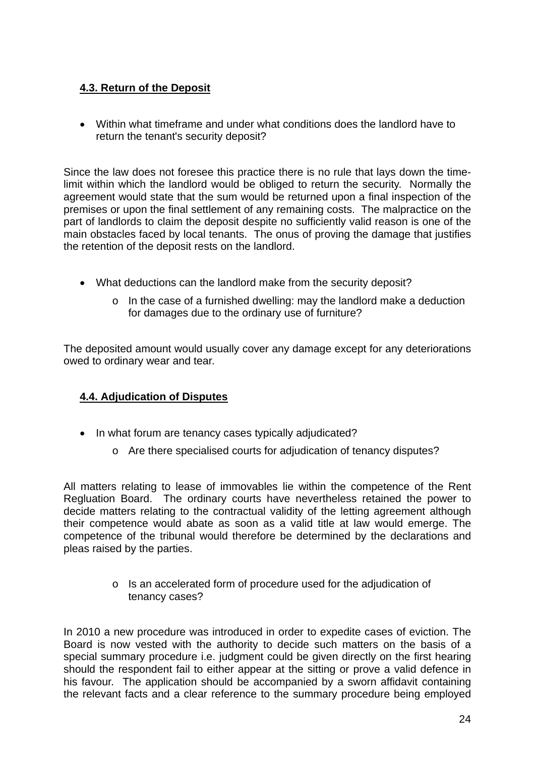### 4.3. Return of the Deposit

- Within what timeframe and under what conditions does the landlord have to return the tenant's security deposit?

Since the law does not foresee this practice there is no rule that lays down the time-limit within which the landlord would be obliged to return the security. Normally the agreement would state that the sum would be returned upon a final inspection of the premises or upon the final settlement of any remaining costs. The malpractice on the part of landlords to claim the deposit despite no sufficiently valid reason is one of the main obstacles faced by local tenants. The onus of proving the damage that justifies the retention of the deposit rests on the landlord.

- What deductions can the landlord make from the security deposit?
    - In the case of a furnished dwelling: may the landlord make a deduction for damages due to the ordinary use of furniture?

The deposited amount would usually cover any damage except for any deteriorations owed to ordinary wear and tear.

### 4.4. Adjudication of Disputes

- In what forum are tenancy cases typically adjudicated?
    - Are there specialised courts for adjudication of tenancy disputes?

All matters relating to lease of immovables lie within the competence of the Rent Regluation Board. The ordinary courts have nevertheless retained the power to decide matters relating to the contractual validity of the letting agreement although their competence would abate as soon as a valid title at law would emerge. The competence of the tribunal would therefore be determined by the declarations and pleas raised by the parties.

- Is an accelerated form of procedure used for the adjudication of tenancy cases?

In 2010 a new procedure was introduced in order to expedite cases of eviction. The Board is now vested with the authority to decide such matters on the basis of a special summary procedure i.e. judgment could be given directly on the first hearing should the respondent fail to either appear at the sitting or prove a valid defence in his favour. The application should be accompanied by a sworn affidavit containing the relevant facts and a clear reference to the summary procedure being employed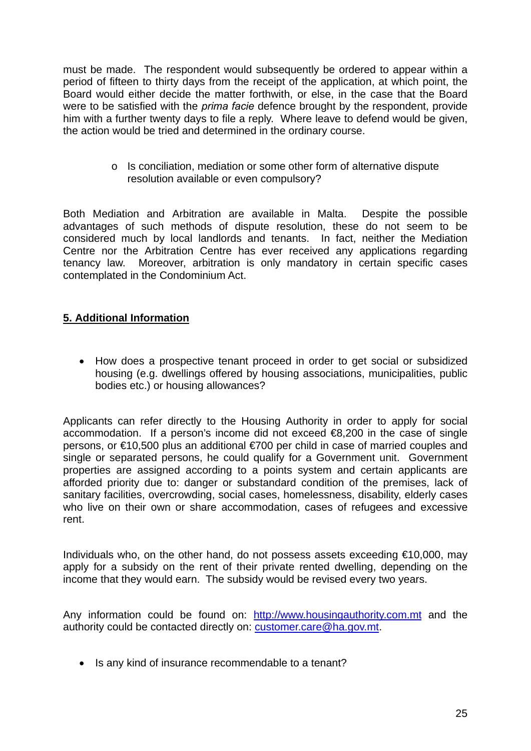must be made. The respondent would subsequently be ordered to appear within a period of fifteen to thirty days from the receipt of the application, at which point, the Board would either decide the matter forthwith, or else, in the case that the Board were to be satisfied with the *prima facie* defence brought by the respondent, provide him with a further twenty days to file a reply. Where leave to defend would be given, the action would be tried and determined in the ordinary course.

- Is conciliation, mediation or some other form of alternative dispute resolution available or even compulsory?

Both Mediation and Arbitration are available in Malta. Despite the possible advantages of such methods of dispute resolution, these do not seem to be considered much by local landlords and tenants. In fact, neither the Mediation Centre nor the Arbitration Centre has ever received any applications regarding tenancy law. Moreover, arbitration is only mandatory in certain specific cases contemplated in the Condominium Act.

## **5. Additional Information**

- How does a prospective tenant proceed in order to get social or subsidized housing (e.g. dwellings offered by housing associations, municipalities, public bodies etc.) or housing allowances?

Applicants can refer directly to the Housing Authority in order to apply for social accommodation. If a person's income did not exceed €8,200 in the case of single persons, or €10,500 plus an additional €700 per child in case of married couples and single or separated persons, he could qualify for a Government unit. Government properties are assigned according to a points system and certain applicants are afforded priority due to: danger or substandard condition of the premises, lack of sanitary facilities, overcrowding, social cases, homelessness, disability, elderly cases who live on their own or share accommodation, cases of refugees and excessive rent.

Individuals who, on the other hand, do not possess assets exceeding €10,000, may apply for a subsidy on the rent of their private rented dwelling, depending on the income that they would earn. The subsidy would be revised every two years.

Any information could be found on: [http://www.housingauthority.com.mt](http://www.housingauthority.com.mt) and the authority could be contacted directly on: [customer.care@ha.gov.mt](mailto:customer.care@ha.gov.mt).

- Is any kind of insurance recommendable to a tenant?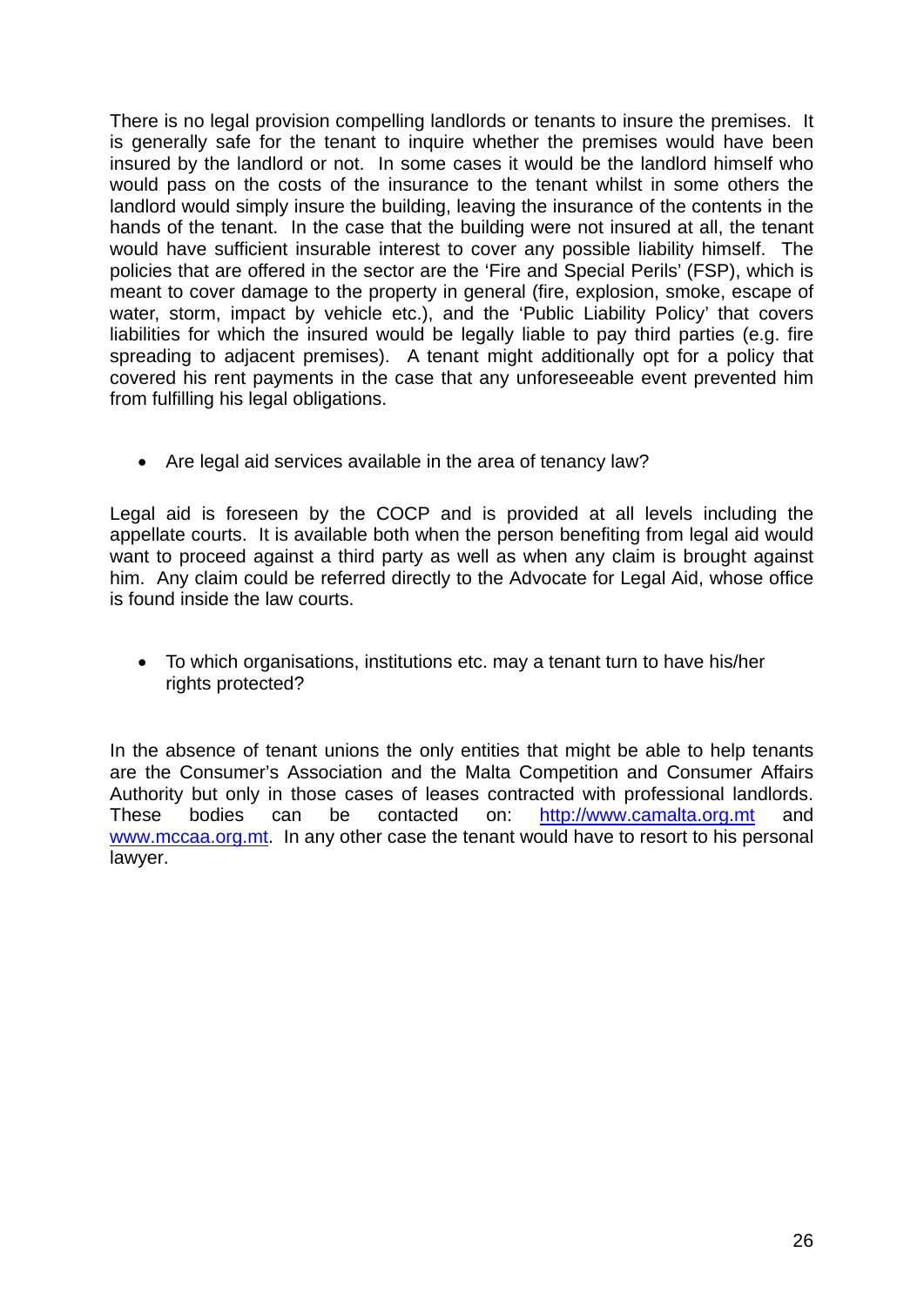There is no legal provision compelling landlords or tenants to insure the premises. It is generally safe for the tenant to inquire whether the premises would have been insured by the landlord or not. In some cases it would be the landlord himself who would pass on the costs of the insurance to the tenant whilst in some others the landlord would simply insure the building, leaving the insurance of the contents in the hands of the tenant. In the case that the building were not insured at all, the tenant would have sufficient insurable interest to cover any possible liability himself. The policies that are offered in the sector are the 'Fire and Special Perils' (FSP), which is meant to cover damage to the property in general (fire, explosion, smoke, escape of water, storm, impact by vehicle etc.), and the 'Public Liability Policy' that covers liabilities for which the insured would be legally liable to pay third parties (e.g. fire spreading to adjacent premises). A tenant might additionally opt for a policy that covered his rent payments in the case that any unforeseeable event prevented him from fulfilling his legal obligations.

- Are legal aid services available in the area of tenancy law?

Legal aid is foreseen by the COCP and is provided at all levels including the appellate courts. It is available both when the person benefiting from legal aid would want to proceed against a third party as well as when any claim is brought against him. Any claim could be referred directly to the Advocate for Legal Aid, whose office is found inside the law courts.

- To which organisations, institutions etc. may a tenant turn to have his/her rights protected?

In the absence of tenant unions the only entities that might be able to help tenants are the Consumer's Association and the Malta Competition and Consumer Affairs Authority but only in those cases of leases contracted with professional landlords. These bodies can be contacted on: [http://www.camalta.org.mt](http://www.camalta.org.mt) and [www.mccaa.org.mt](http://www.mccaa.org.mt). In any other case the tenant would have to resort to his personal lawyer.